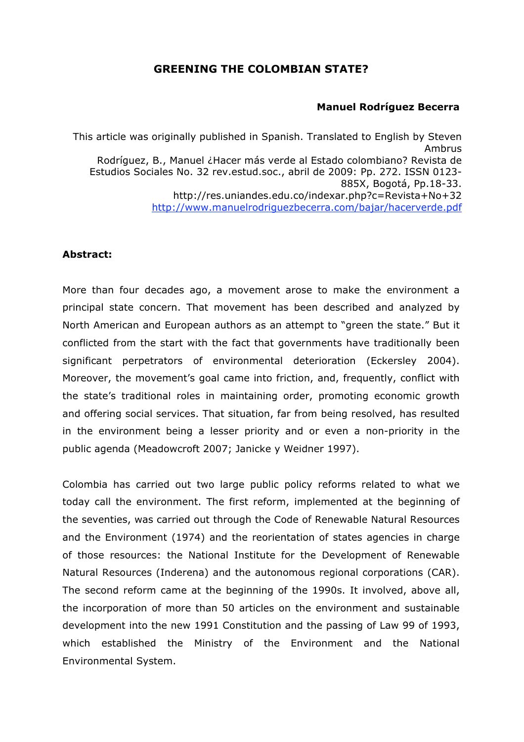# GREENING THE COLOMBIAN STATE?

**Manuel Rodríguez Becerra**

This article was originally published in Spanish. Translated to English by Steven Ambrus
Rodríguez, B., Manuel ¿Hacer más verde al Estado colombiano? Revista de Estudios Sociales No. 32 rev.estud.soc., abril de 2009: Pp. 272. ISSN 0123-885X, Bogotá, Pp.18-33.
http://res.uniandes.edu.co/indexar.php?c=Revista+No+32
http://www.manuelrodriguezbecerra.com/bajar/hacerverde.pdf

**Abstract:**

More than four decades ago, a movement arose to make the environment a principal state concern. That movement has been described and analyzed by North American and European authors as an attempt to "green the state." But it conflicted from the start with the fact that governments have traditionally been significant perpetrators of environmental deterioration (Eckersley 2004). Moreover, the movement's goal came into friction, and, frequently, conflict with the state's traditional roles in maintaining order, promoting economic growth and offering social services. That situation, far from being resolved, has resulted in the environment being a lesser priority and or even a non-priority in the public agenda (Meadowcroft 2007; Janicke y Weidner 1997).

Colombia has carried out two large public policy reforms related to what we today call the environment. The first reform, implemented at the beginning of the seventies, was carried out through the Code of Renewable Natural Resources and the Environment (1974) and the reorientation of states agencies in charge of those resources: the National Institute for the Development of Renewable Natural Resources (Inderena) and the autonomous regional corporations (CAR). The second reform came at the beginning of the 1990s. It involved, above all, the incorporation of more than 50 articles on the environment and sustainable development into the new 1991 Constitution and the passing of Law 99 of 1993, which established the Ministry of the Environment and the National Environmental System.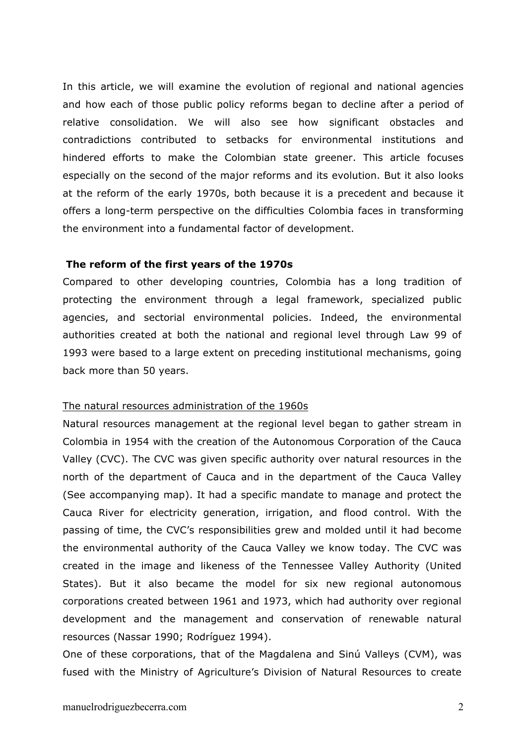In this article, we will examine the evolution of regional and national agencies and how each of those public policy reforms began to decline after a period of relative consolidation. We will also see how significant obstacles and contradictions contributed to setbacks for environmental institutions and hindered efforts to make the Colombian state greener. This article focuses especially on the second of the major reforms and its evolution. But it also looks at the reform of the early 1970s, both because it is a precedent and because it offers a long-term perspective on the difficulties Colombia faces in transforming the environment into a fundamental factor of development.

## The reform of the first years of the 1970s

Compared to other developing countries, Colombia has a long tradition of protecting the environment through a legal framework, specialized public agencies, and sectorial environmental policies. Indeed, the environmental authorities created at both the national and regional level through Law 99 of 1993 were based to a large extent on preceding institutional mechanisms, going back more than 50 years.

### The natural resources administration of the 1960s

Natural resources management at the regional level began to gather stream in Colombia in 1954 with the creation of the Autonomous Corporation of the Cauca Valley (CVC). The CVC was given specific authority over natural resources in the north of the department of Cauca and in the department of the Cauca Valley (See accompanying map). It had a specific mandate to manage and protect the Cauca River for electricity generation, irrigation, and flood control. With the passing of time, the CVC's responsibilities grew and molded until it had become the environmental authority of the Cauca Valley we know today. The CVC was created in the image and likeness of the Tennessee Valley Authority (United States). But it also became the model for six new regional autonomous corporations created between 1961 and 1973, which had authority over regional development and the management and conservation of renewable natural resources (Nassar 1990; Rodríguez 1994).

One of these corporations, that of the Magdalena and Sinú Valleys (CVM), was fused with the Ministry of Agriculture's Division of Natural Resources to create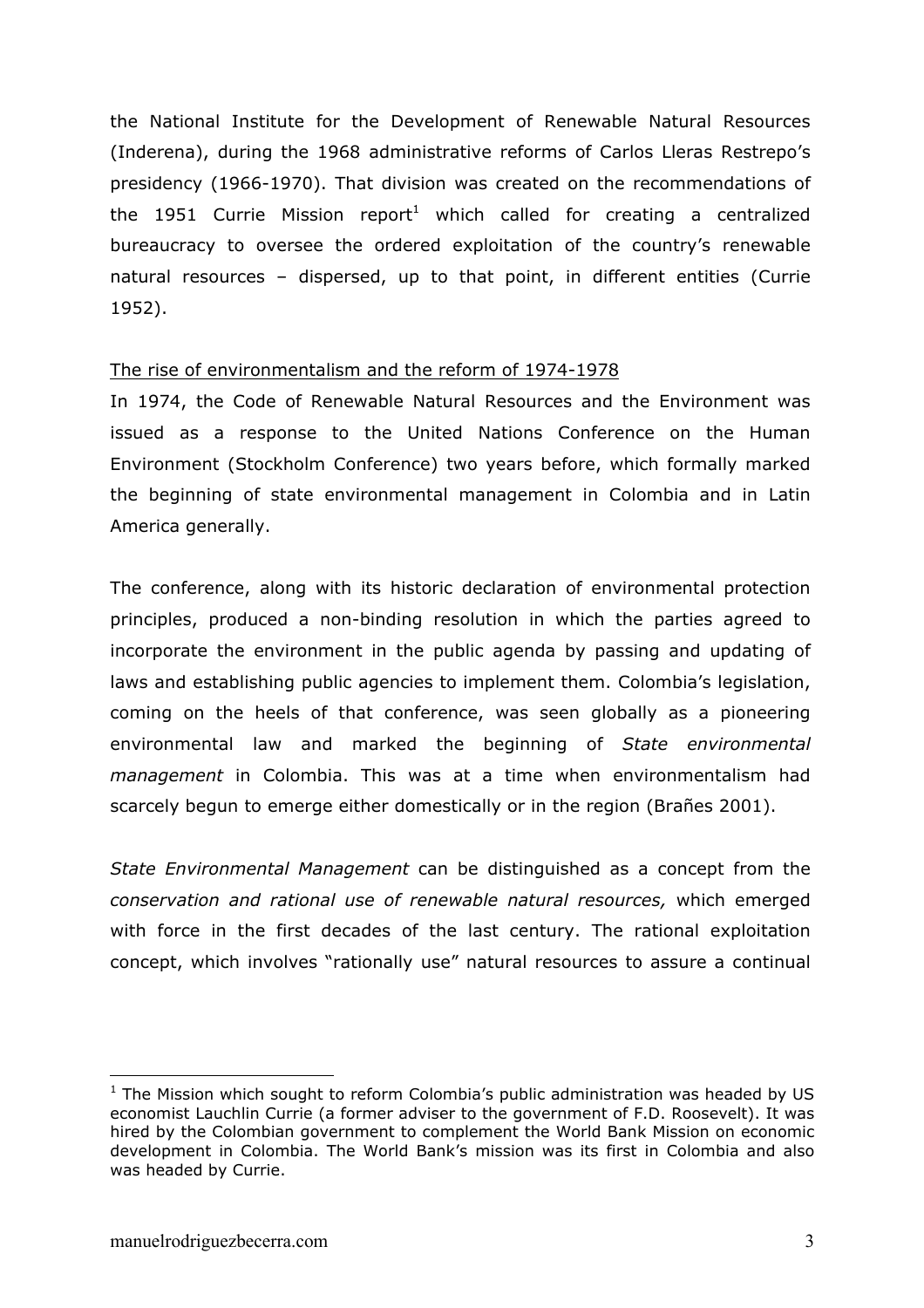the National Institute for the Development of Renewable Natural Resources (Inderena), during the 1968 administrative reforms of Carlos Lleras Restrepo's presidency (1966-1970). That division was created on the recommendations of the 1951 Currie Mission report[1] which called for creating a centralized bureaucracy to oversee the ordered exploitation of the country's renewable natural resources – dispersed, up to that point, in different entities (Currie 1952).

<u>The rise of environmentalism and the reform of 1974-1978</u>

In 1974, the Code of Renewable Natural Resources and the Environment was issued as a response to the United Nations Conference on the Human Environment (Stockholm Conference) two years before, which formally marked the beginning of state environmental management in Colombia and in Latin America generally.

The conference, along with its historic declaration of environmental protection principles, produced a non-binding resolution in which the parties agreed to incorporate the environment in the public agenda by passing and updating of laws and establishing public agencies to implement them. Colombia's legislation, coming on the heels of that conference, was seen globally as a pioneering environmental law and marked the beginning of *State environmental management* in Colombia. This was at a time when environmentalism had scarcely begun to emerge either domestically or in the region (Brañes 2001).

*State Environmental Management* can be distinguished as a concept from the *conservation and rational use of renewable natural resources,* which emerged with force in the first decades of the last century. The rational exploitation concept, which involves "rationally use" natural resources to assure a continual

---

[1] The Mission which sought to reform Colombia's public administration was headed by US economist Lauchlin Currie (a former adviser to the government of F.D. Roosevelt). It was hired by the Colombian government to complement the World Bank Mission on economic development in Colombia. The World Bank's mission was its first in Colombia and also was headed by Currie.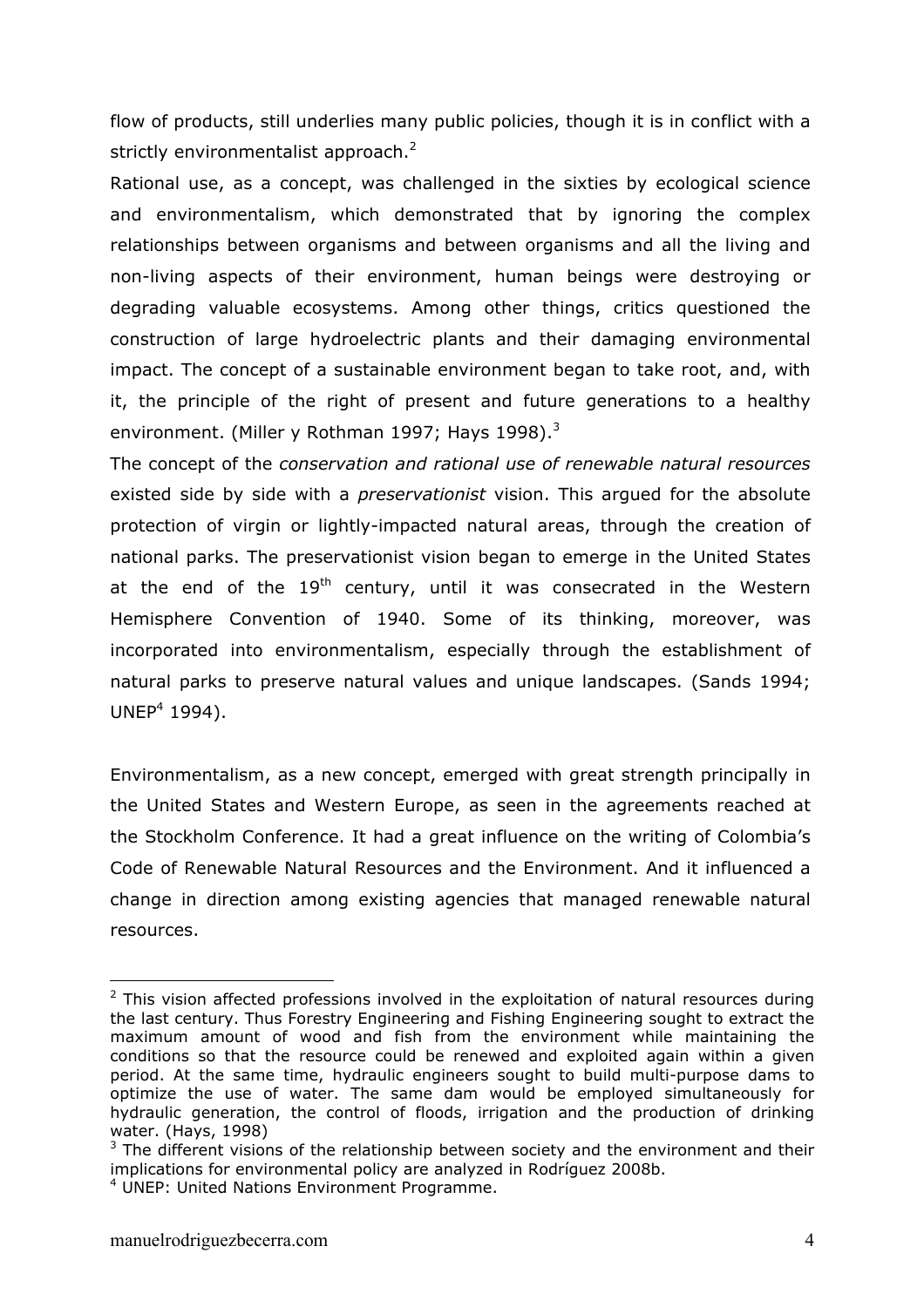flow of products, still underlies many public policies, though it is in conflict with a strictly environmentalist approach.[2]

Rational use, as a concept, was challenged in the sixties by ecological science and environmentalism, which demonstrated that by ignoring the complex relationships between organisms and between organisms and all the living and non-living aspects of their environment, human beings were destroying or degrading valuable ecosystems. Among other things, critics questioned the construction of large hydroelectric plants and their damaging environmental impact. The concept of a sustainable environment began to take root, and, with it, the principle of the right of present and future generations to a healthy environment. (Miller y Rothman 1997; Hays 1998).[3]

The concept of the *conservation and rational use of renewable natural resources* existed side by side with a *preservationist* vision. This argued for the absolute protection of virgin or lightly-impacted natural areas, through the creation of national parks. The preservationist vision began to emerge in the United States at the end of the 19th century, until it was consecrated in the Western Hemisphere Convention of 1940. Some of its thinking, moreover, was incorporated into environmentalism, especially through the establishment of natural parks to preserve natural values and unique landscapes. (Sands 1994; UNEP[4] 1994).

Environmentalism, as a new concept, emerged with great strength principally in the United States and Western Europe, as seen in the agreements reached at the Stockholm Conference. It had a great influence on the writing of Colombia's Code of Renewable Natural Resources and the Environment. And it influenced a change in direction among existing agencies that managed renewable natural resources.

---

[2] This vision affected professions involved in the exploitation of natural resources during the last century. Thus Forestry Engineering and Fishing Engineering sought to extract the maximum amount of wood and fish from the environment while maintaining the conditions so that the resource could be renewed and exploited again within a given period. At the same time, hydraulic engineers sought to build multi-purpose dams to optimize the use of water. The same dam would be employed simultaneously for hydraulic generation, the control of floods, irrigation and the production of drinking water. (Hays, 1998)

[3] The different visions of the relationship between society and the environment and their implications for environmental policy are analyzed in Rodríguez 2008b.

[4] UNEP: United Nations Environment Programme.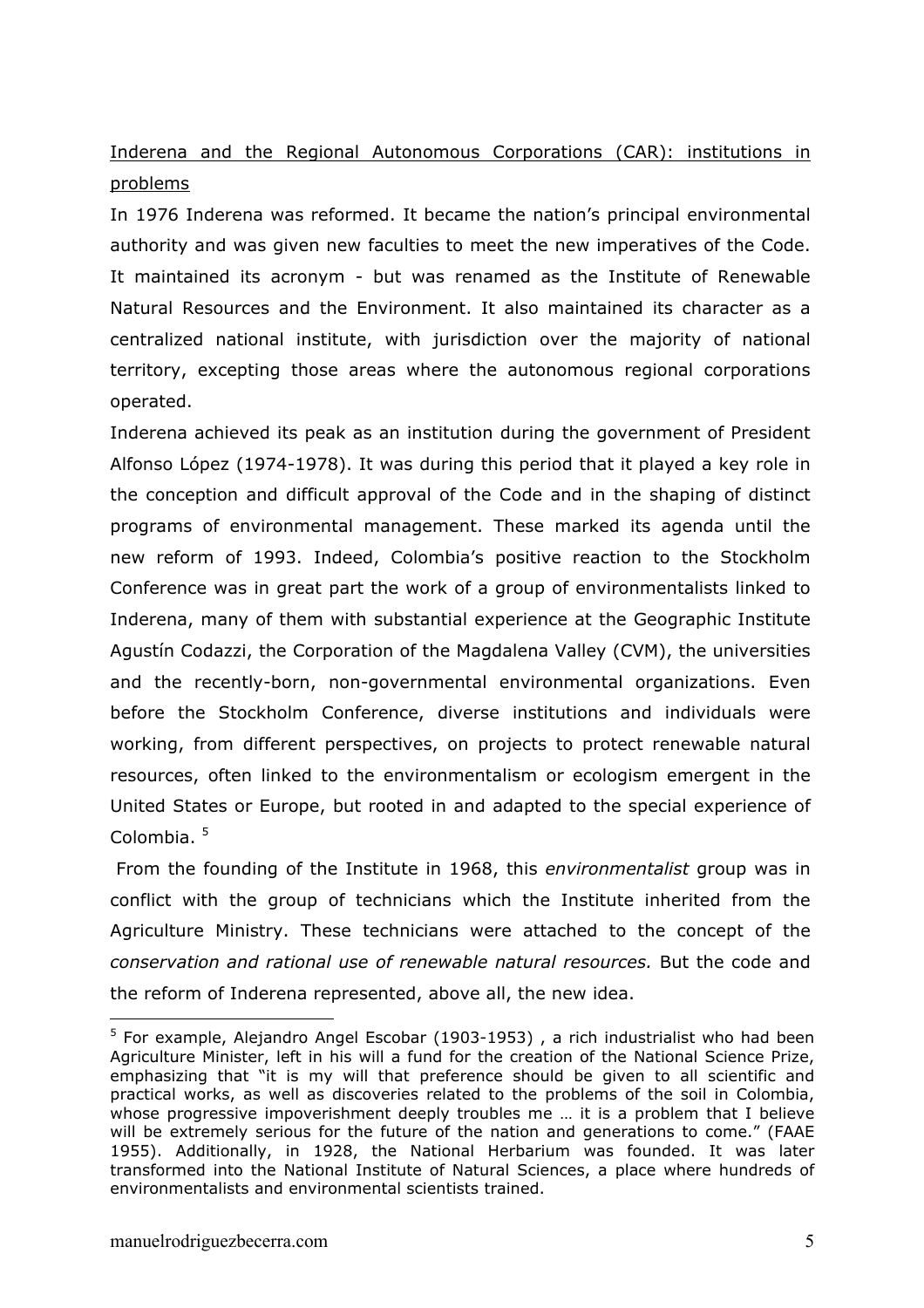Inderena and the Regional Autonomous Corporations (CAR): institutions in problems

In 1976 Inderena was reformed. It became the nation's principal environmental authority and was given new faculties to meet the new imperatives of the Code. It maintained its acronym - but was renamed as the Institute of Renewable Natural Resources and the Environment. It also maintained its character as a centralized national institute, with jurisdiction over the majority of national territory, excepting those areas where the autonomous regional corporations operated.

Inderena achieved its peak as an institution during the government of President Alfonso López (1974-1978). It was during this period that it played a key role in the conception and difficult approval of the Code and in the shaping of distinct programs of environmental management. These marked its agenda until the new reform of 1993. Indeed, Colombia's positive reaction to the Stockholm Conference was in great part the work of a group of environmentalists linked to Inderena, many of them with substantial experience at the Geographic Institute Agustín Codazzi, the Corporation of the Magdalena Valley (CVM), the universities and the recently-born, non-governmental environmental organizations. Even before the Stockholm Conference, diverse institutions and individuals were working, from different perspectives, on projects to protect renewable natural resources, often linked to the environmentalism or ecologism emergent in the United States or Europe, but rooted in and adapted to the special experience of Colombia. [5]

From the founding of the Institute in 1968, this *environmentalist* group was in conflict with the group of technicians which the Institute inherited from the Agriculture Ministry. These technicians were attached to the concept of the *conservation and rational use of renewable natural resources.* But the code and the reform of Inderena represented, above all, the new idea.

---

[5] For example, Alejandro Angel Escobar (1903-1953) , a rich industrialist who had been Agriculture Minister, left in his will a fund for the creation of the National Science Prize, emphasizing that "it is my will that preference should be given to all scientific and practical works, as well as discoveries related to the problems of the soil in Colombia, whose progressive impoverishment deeply troubles me … it is a problem that I believe will be extremely serious for the future of the nation and generations to come." (FAAE 1955). Additionally, in 1928, the National Herbarium was founded. It was later transformed into the National Institute of Natural Sciences, a place where hundreds of environmentalists and environmental scientists trained.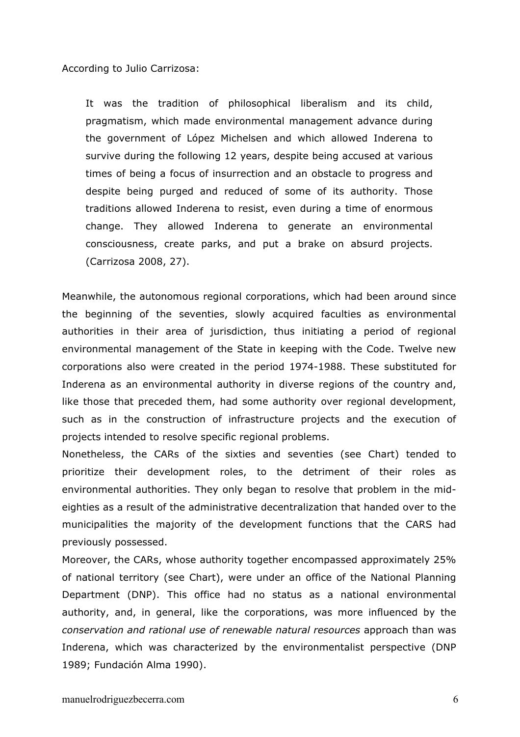According to Julio Carrizosa:

> It was the tradition of philosophical liberalism and its child, pragmatism, which made environmental management advance during the government of López Michelsen and which allowed Inderena to survive during the following 12 years, despite being accused at various times of being a focus of insurrection and an obstacle to progress and despite being purged and reduced of some of its authority. Those traditions allowed Inderena to resist, even during a time of enormous change. They allowed Inderena to generate an environmental consciousness, create parks, and put a brake on absurd projects. (Carrizosa 2008, 27).

Meanwhile, the autonomous regional corporations, which had been around since the beginning of the seventies, slowly acquired faculties as environmental authorities in their area of jurisdiction, thus initiating a period of regional environmental management of the State in keeping with the Code. Twelve new corporations also were created in the period 1974-1988. These substituted for Inderena as an environmental authority in diverse regions of the country and, like those that preceded them, had some authority over regional development, such as in the construction of infrastructure projects and the execution of projects intended to resolve specific regional problems.

Nonetheless, the CARs of the sixties and seventies (see Chart) tended to prioritize their development roles, to the detriment of their roles as environmental authorities. They only began to resolve that problem in the mid-eighties as a result of the administrative decentralization that handed over to the municipalities the majority of the development functions that the CARS had previously possessed.

Moreover, the CARs, whose authority together encompassed approximately 25% of national territory (see Chart), were under an office of the National Planning Department (DNP). This office had no status as a national environmental authority, and, in general, like the corporations, was more influenced by the *conservation and rational use of renewable natural resources* approach than was Inderena, which was characterized by the environmentalist perspective (DNP 1989; Fundación Alma 1990).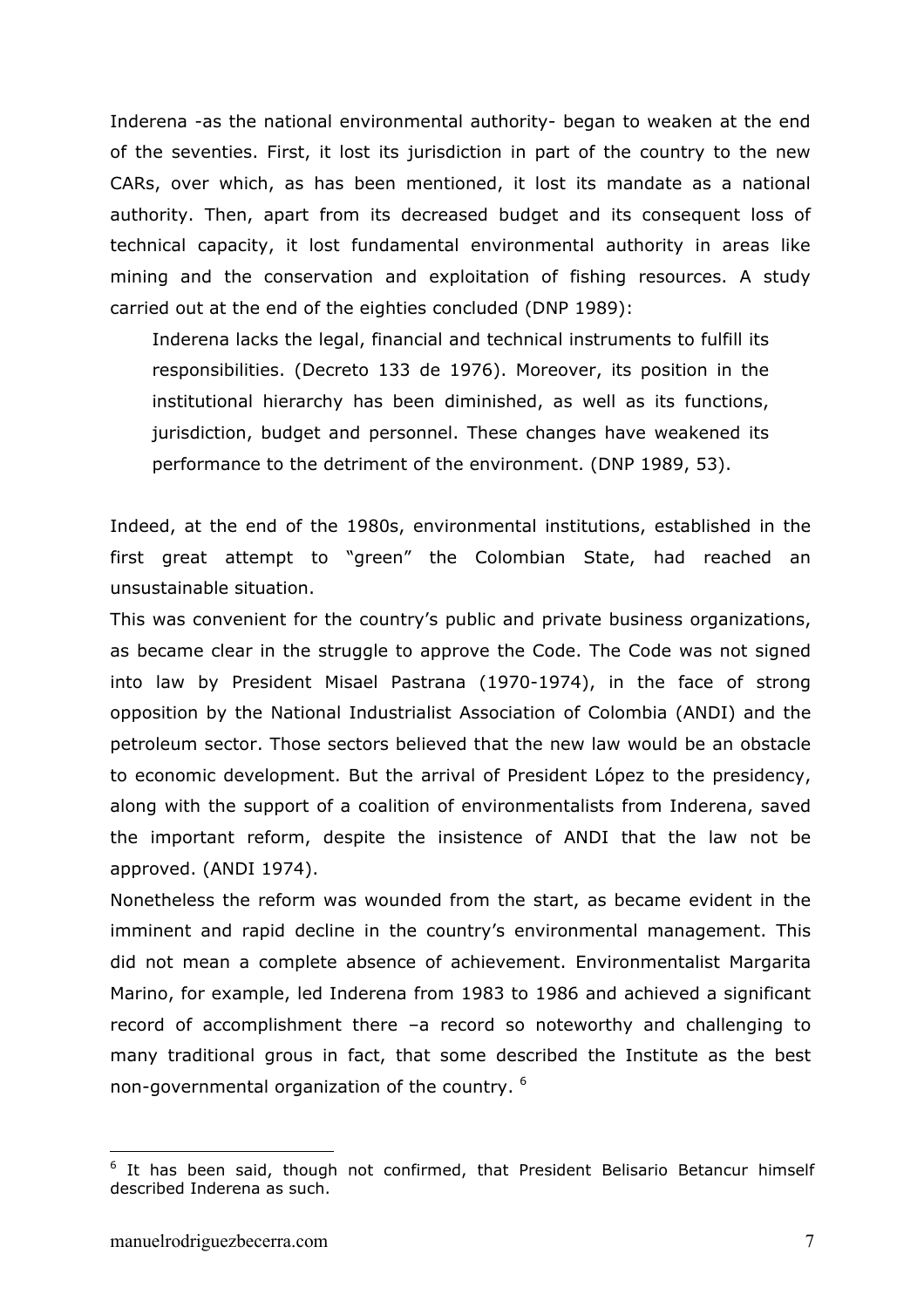Inderena -as the national environmental authority- began to weaken at the end of the seventies. First, it lost its jurisdiction in part of the country to the new CARs, over which, as has been mentioned, it lost its mandate as a national authority. Then, apart from its decreased budget and its consequent loss of technical capacity, it lost fundamental environmental authority in areas like mining and the conservation and exploitation of fishing resources. A study carried out at the end of the eighties concluded (DNP 1989):

> Inderena lacks the legal, financial and technical instruments to fulfill its responsibilities. (Decreto 133 de 1976). Moreover, its position in the institutional hierarchy has been diminished, as well as its functions, jurisdiction, budget and personnel. These changes have weakened its performance to the detriment of the environment. (DNP 1989, 53).

Indeed, at the end of the 1980s, environmental institutions, established in the first great attempt to "green" the Colombian State, had reached an unsustainable situation.

This was convenient for the country's public and private business organizations, as became clear in the struggle to approve the Code. The Code was not signed into law by President Misael Pastrana (1970-1974), in the face of strong opposition by the National Industrialist Association of Colombia (ANDI) and the petroleum sector. Those sectors believed that the new law would be an obstacle to economic development. But the arrival of President López to the presidency, along with the support of a coalition of environmentalists from Inderena, saved the important reform, despite the insistence of ANDI that the law not be approved. (ANDI 1974).

Nonetheless the reform was wounded from the start, as became evident in the imminent and rapid decline in the country's environmental management. This did not mean a complete absence of achievement. Environmentalist Margarita Marino, for example, led Inderena from 1983 to 1986 and achieved a significant record of accomplishment there –a record so noteworthy and challenging to many traditional grous in fact, that some described the Institute as the best non-governmental organization of the country. [6]

[6] It has been said, though not confirmed, that President Belisario Betancur himself described Inderena as such.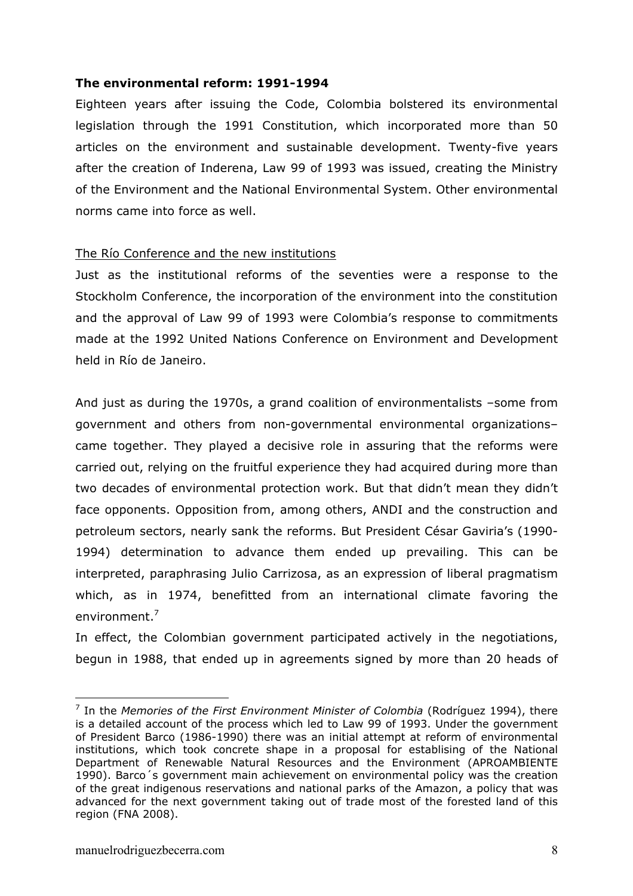**The environmental reform: 1991-1994**

Eighteen years after issuing the Code, Colombia bolstered its environmental legislation through the 1991 Constitution, which incorporated more than 50 articles on the environment and sustainable development. Twenty-five years after the creation of Inderena, Law 99 of 1993 was issued, creating the Ministry of the Environment and the National Environmental System. Other environmental norms came into force as well.

<u>The Río Conference and the new institutions</u>

Just as the institutional reforms of the seventies were a response to the Stockholm Conference, the incorporation of the environment into the constitution and the approval of Law 99 of 1993 were Colombia's response to commitments made at the 1992 United Nations Conference on Environment and Development held in Río de Janeiro.

And just as during the 1970s, a grand coalition of environmentalists –some from government and others from non-governmental environmental organizations– came together. They played a decisive role in assuring that the reforms were carried out, relying on the fruitful experience they had acquired during more than two decades of environmental protection work. But that didn't mean they didn't face opponents. Opposition from, among others, ANDI and the construction and petroleum sectors, nearly sank the reforms. But President César Gaviria's (1990-1994) determination to advance them ended up prevailing. This can be interpreted, paraphrasing Julio Carrizosa, as an expression of liberal pragmatism which, as in 1974, benefitted from an international climate favoring the environment.[7]

In effect, the Colombian government participated actively in the negotiations, begun in 1988, that ended up in agreements signed by more than 20 heads of

[7] In the *Memories of the First Environment Minister of Colombia* (Rodríguez 1994), there is a detailed account of the process which led to Law 99 of 1993. Under the government of President Barco (1986-1990) there was an initial attempt at reform of environmental institutions, which took concrete shape in a proposal for establising of the National Department of Renewable Natural Resources and the Environment (APROAMBIENTE 1990). Barco´s government main achievement on environmental policy was the creation of the great indigenous reservations and national parks of the Amazon, a policy that was advanced for the next government taking out of trade most of the forested land of this region (FNA 2008).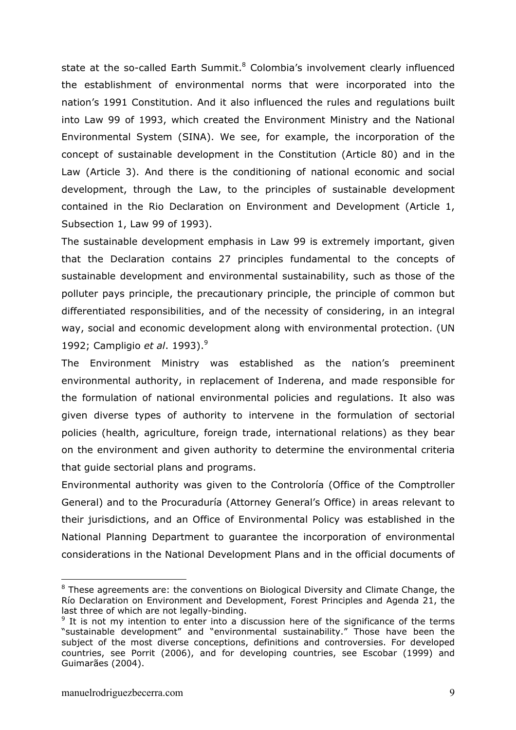state at the so-called Earth Summit.[8] Colombia's involvement clearly influenced the establishment of environmental norms that were incorporated into the nation's 1991 Constitution. And it also influenced the rules and regulations built into Law 99 of 1993, which created the Environment Ministry and the National Environmental System (SINA). We see, for example, the incorporation of the concept of sustainable development in the Constitution (Article 80) and in the Law (Article 3). And there is the conditioning of national economic and social development, through the Law, to the principles of sustainable development contained in the Rio Declaration on Environment and Development (Article 1, Subsection 1, Law 99 of 1993).

The sustainable development emphasis in Law 99 is extremely important, given that the Declaration contains 27 principles fundamental to the concepts of sustainable development and environmental sustainability, such as those of the polluter pays principle, the precautionary principle, the principle of common but differentiated responsibilities, and of the necessity of considering, in an integral way, social and economic development along with environmental protection. (UN 1992; Campligio *et al*. 1993).[9]

The Environment Ministry was established as the nation's preeminent environmental authority, in replacement of Inderena, and made responsible for the formulation of national environmental policies and regulations. It also was given diverse types of authority to intervene in the formulation of sectorial policies (health, agriculture, foreign trade, international relations) as they bear on the environment and given authority to determine the environmental criteria that guide sectorial plans and programs.

Environmental authority was given to the Controloría (Office of the Comptroller General) and to the Procuraduría (Attorney General's Office) in areas relevant to their jurisdictions, and an Office of Environmental Policy was established in the National Planning Department to guarantee the incorporation of environmental considerations in the National Development Plans and in the official documents of

---

[8] These agreements are: the conventions on Biological Diversity and Climate Change, the Río Declaration on Environment and Development, Forest Principles and Agenda 21, the last three of which are not legally-binding.

[9] It is not my intention to enter into a discussion here of the significance of the terms "sustainable development" and "environmental sustainability." Those have been the subject of the most diverse conceptions, definitions and controversies. For developed countries, see Porrit (2006), and for developing countries, see Escobar (1999) and Guimarães (2004).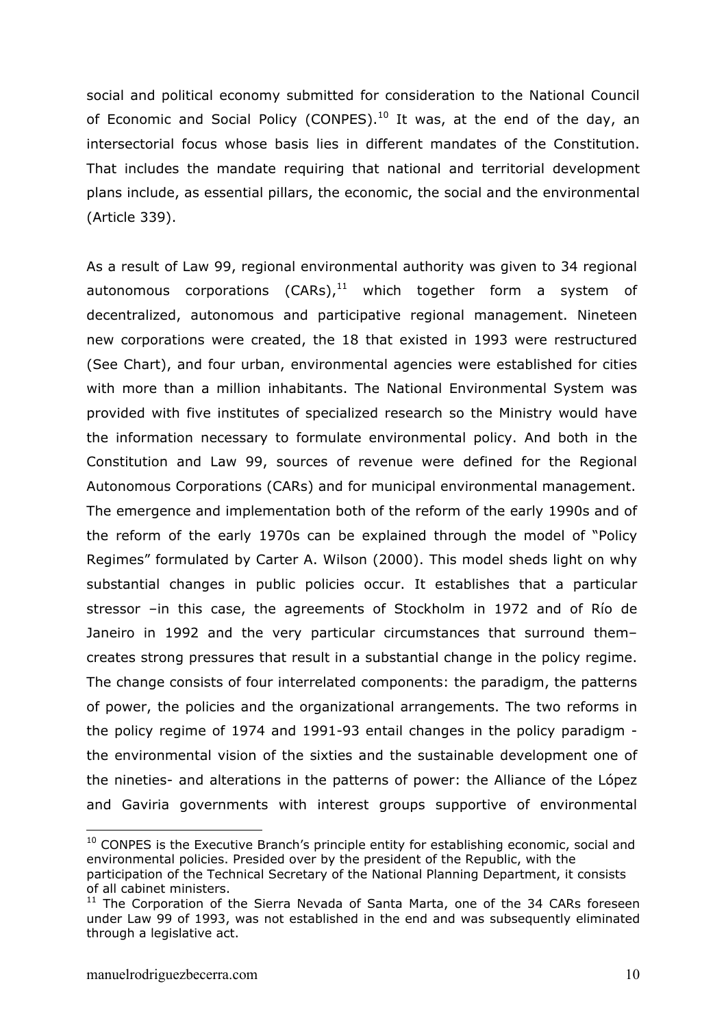social and political economy submitted for consideration to the National Council of Economic and Social Policy (CONPES).[10] It was, at the end of the day, an intersectorial focus whose basis lies in different mandates of the Constitution. That includes the mandate requiring that national and territorial development plans include, as essential pillars, the economic, the social and the environmental (Article 339).

As a result of Law 99, regional environmental authority was given to 34 regional autonomous corporations (CARs),[11] which together form a system of decentralized, autonomous and participative regional management. Nineteen new corporations were created, the 18 that existed in 1993 were restructured (See Chart), and four urban, environmental agencies were established for cities with more than a million inhabitants. The National Environmental System was provided with five institutes of specialized research so the Ministry would have the information necessary to formulate environmental policy. And both in the Constitution and Law 99, sources of revenue were defined for the Regional Autonomous Corporations (CARs) and for municipal environmental management. The emergence and implementation both of the reform of the early 1990s and of the reform of the early 1970s can be explained through the model of "Policy Regimes" formulated by Carter A. Wilson (2000). This model sheds light on why substantial changes in public policies occur. It establishes that a particular stressor –in this case, the agreements of Stockholm in 1972 and of Río de Janeiro in 1992 and the very particular circumstances that surround them– creates strong pressures that result in a substantial change in the policy regime. The change consists of four interrelated components: the paradigm, the patterns of power, the policies and the organizational arrangements. The two reforms in the policy regime of 1974 and 1991-93 entail changes in the policy paradigm - the environmental vision of the sixties and the sustainable development one of the nineties- and alterations in the patterns of power: the Alliance of the López and Gaviria governments with interest groups supportive of environmental

[10] CONPES is the Executive Branch's principle entity for establishing economic, social and environmental policies. Presided over by the president of the Republic, with the participation of the Technical Secretary of the National Planning Department, it consists of all cabinet ministers.

[11] The Corporation of the Sierra Nevada of Santa Marta, one of the 34 CARs foreseen under Law 99 of 1993, was not established in the end and was subsequently eliminated through a legislative act.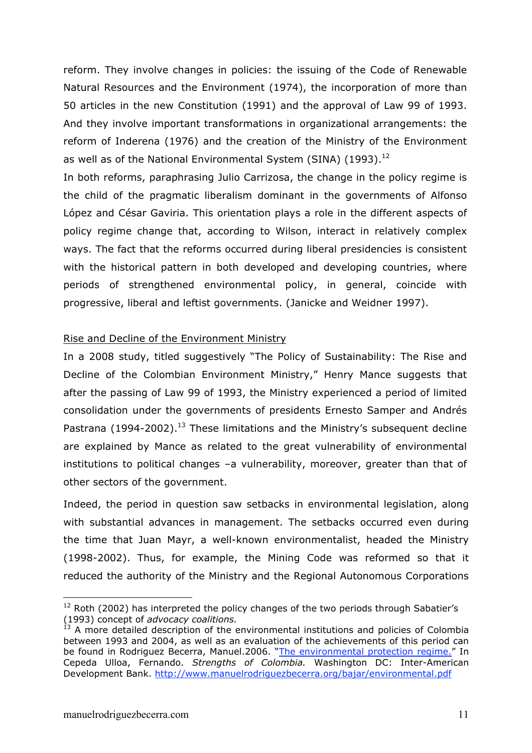reform. They involve changes in policies: the issuing of the Code of Renewable Natural Resources and the Environment (1974), the incorporation of more than 50 articles in the new Constitution (1991) and the approval of Law 99 of 1993. And they involve important transformations in organizational arrangements: the reform of Inderena (1976) and the creation of the Ministry of the Environment as well as of the National Environmental System (SINA) (1993).[12]

In both reforms, paraphrasing Julio Carrizosa, the change in the policy regime is the child of the pragmatic liberalism dominant in the governments of Alfonso López and César Gaviria. This orientation plays a role in the different aspects of policy regime change that, according to Wilson, interact in relatively complex ways. The fact that the reforms occurred during liberal presidencies is consistent with the historical pattern in both developed and developing countries, where periods of strengthened environmental policy, in general, coincide with progressive, liberal and leftist governments. (Janicke and Weidner 1997).

<u>Rise and Decline of the Environment Ministry</u>

In a 2008 study, titled suggestively "The Policy of Sustainability: The Rise and Decline of the Colombian Environment Ministry," Henry Mance suggests that after the passing of Law 99 of 1993, the Ministry experienced a period of limited consolidation under the governments of presidents Ernesto Samper and Andrés Pastrana (1994-2002).[13] These limitations and the Ministry's subsequent decline are explained by Mance as related to the great vulnerability of environmental institutions to political changes –a vulnerability, moreover, greater than that of other sectors of the government.

Indeed, the period in question saw setbacks in environmental legislation, along with substantial advances in management. The setbacks occurred even during the time that Juan Mayr, a well-known environmentalist, headed the Ministry (1998-2002). Thus, for example, the Mining Code was reformed so that it reduced the authority of the Ministry and the Regional Autonomous Corporations

---

[12] Roth (2002) has interpreted the policy changes of the two periods through Sabatier's (1993) concept of *advocacy coalitions.*

[13] A more detailed description of the environmental institutions and policies of Colombia between 1993 and 2004, as well as an evaluation of the achievements of this period can be found in Rodriguez Becerra, Manuel.2006. "The environmental protection regime." In Cepeda Ulloa, Fernando. *Strengths of Colombia.* Washington DC: Inter-American Development Bank. http://www.manuelrodriguezbecerra.org/bajar/environmental.pdf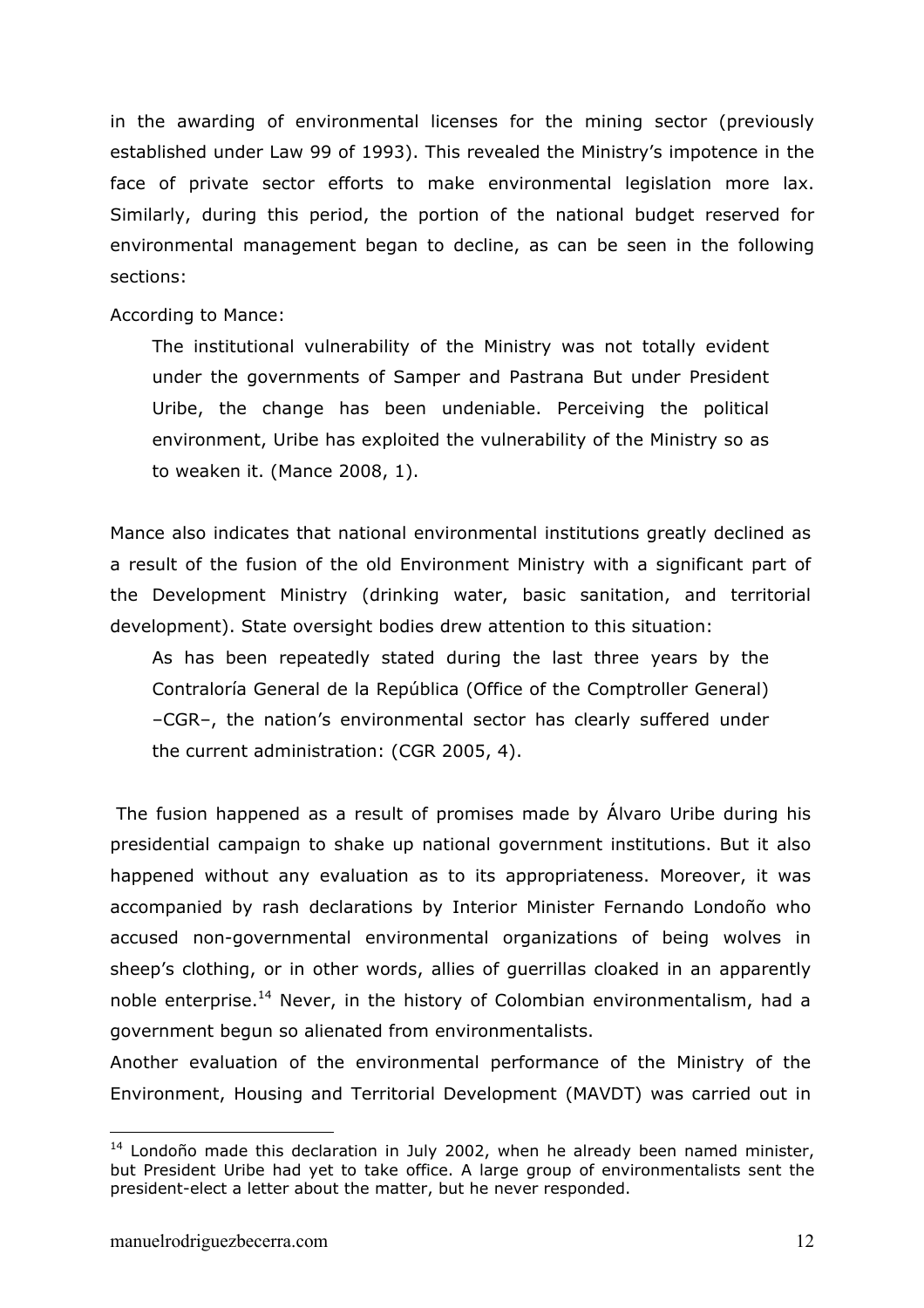in the awarding of environmental licenses for the mining sector (previously established under Law 99 of 1993). This revealed the Ministry's impotence in the face of private sector efforts to make environmental legislation more lax. Similarly, during this period, the portion of the national budget reserved for environmental management began to decline, as can be seen in the following sections:

According to Mance:

> The institutional vulnerability of the Ministry was not totally evident under the governments of Samper and Pastrana But under President Uribe, the change has been undeniable. Perceiving the political environment, Uribe has exploited the vulnerability of the Ministry so as to weaken it. (Mance 2008, 1).

Mance also indicates that national environmental institutions greatly declined as a result of the fusion of the old Environment Ministry with a significant part of the Development Ministry (drinking water, basic sanitation, and territorial development). State oversight bodies drew attention to this situation:

> As has been repeatedly stated during the last three years by the Contraloría General de la República (Office of the Comptroller General) –CGR–, the nation's environmental sector has clearly suffered under the current administration: (CGR 2005, 4).

The fusion happened as a result of promises made by Álvaro Uribe during his presidential campaign to shake up national government institutions. But it also happened without any evaluation as to its appropriateness. Moreover, it was accompanied by rash declarations by Interior Minister Fernando Londoño who accused non-governmental environmental organizations of being wolves in sheep's clothing, or in other words, allies of guerrillas cloaked in an apparently noble enterprise.[14] Never, in the history of Colombian environmentalism, had a government begun so alienated from environmentalists.

Another evaluation of the environmental performance of the Ministry of the Environment, Housing and Territorial Development (MAVDT) was carried out in

---

[14] Londoño made this declaration in July 2002, when he already been named minister, but President Uribe had yet to take office. A large group of environmentalists sent the president-elect a letter about the matter, but he never responded.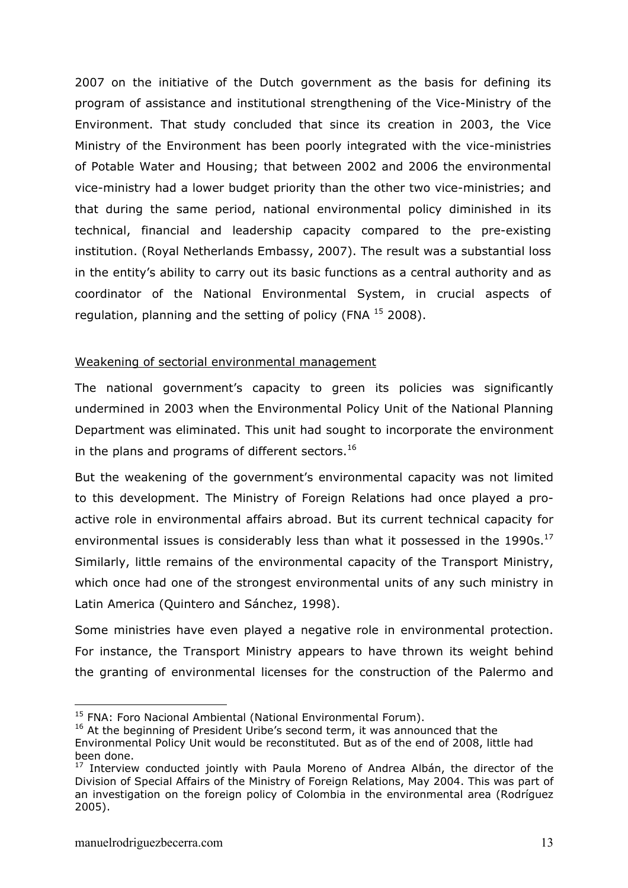2007 on the initiative of the Dutch government as the basis for defining its program of assistance and institutional strengthening of the Vice-Ministry of the Environment. That study concluded that since its creation in 2003, the Vice Ministry of the Environment has been poorly integrated with the vice-ministries of Potable Water and Housing; that between 2002 and 2006 the environmental vice-ministry had a lower budget priority than the other two vice-ministries; and that during the same period, national environmental policy diminished in its technical, financial and leadership capacity compared to the pre-existing institution. (Royal Netherlands Embassy, 2007). The result was a substantial loss in the entity's ability to carry out its basic functions as a central authority and as coordinator of the National Environmental System, in crucial aspects of regulation, planning and the setting of policy (FNA [15] 2008).

<u>Weakening of sectorial environmental management</u>

The national government's capacity to green its policies was significantly undermined in 2003 when the Environmental Policy Unit of the National Planning Department was eliminated. This unit had sought to incorporate the environment in the plans and programs of different sectors.[16]

But the weakening of the government's environmental capacity was not limited to this development. The Ministry of Foreign Relations had once played a pro-active role in environmental affairs abroad. But its current technical capacity for environmental issues is considerably less than what it possessed in the 1990s.[17] Similarly, little remains of the environmental capacity of the Transport Ministry, which once had one of the strongest environmental units of any such ministry in Latin America (Quintero and Sánchez, 1998).

Some ministries have even played a negative role in environmental protection. For instance, the Transport Ministry appears to have thrown its weight behind the granting of environmental licenses for the construction of the Palermo and

---

[15] FNA: Foro Nacional Ambiental (National Environmental Forum).

[16] At the beginning of President Uribe's second term, it was announced that the Environmental Policy Unit would be reconstituted. But as of the end of 2008, little had been done.

[17] Interview conducted jointly with Paula Moreno of Andrea Albán, the director of the Division of Special Affairs of the Ministry of Foreign Relations, May 2004. This was part of an investigation on the foreign policy of Colombia in the environmental area (Rodríguez 2005).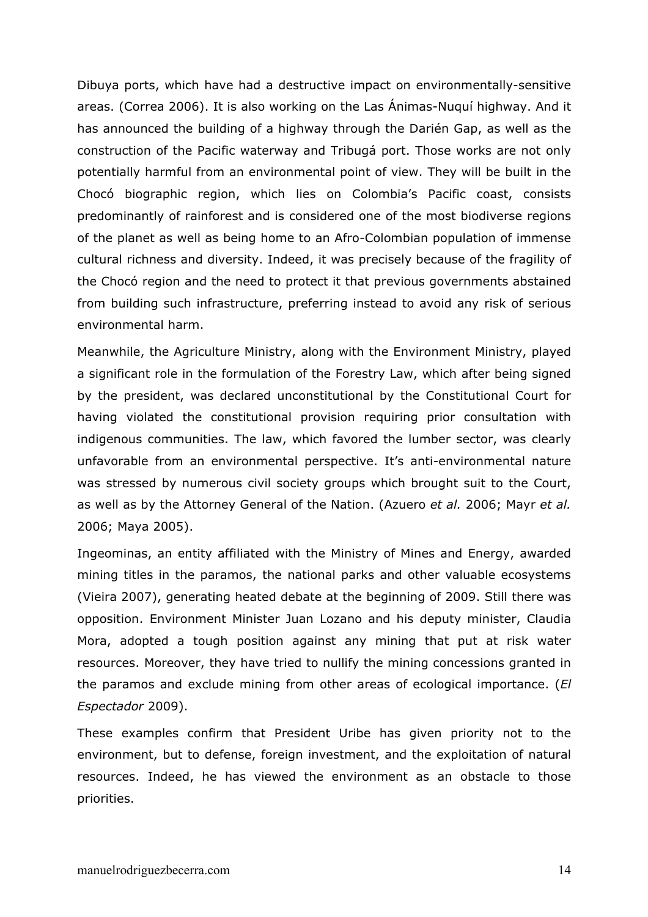Dibuya ports, which have had a destructive impact on environmentally-sensitive areas. (Correa 2006). It is also working on the Las Ánimas-Nuquí highway. And it has announced the building of a highway through the Darién Gap, as well as the construction of the Pacific waterway and Tribugá port. Those works are not only potentially harmful from an environmental point of view. They will be built in the Chocó biographic region, which lies on Colombia's Pacific coast, consists predominantly of rainforest and is considered one of the most biodiverse regions of the planet as well as being home to an Afro-Colombian population of immense cultural richness and diversity. Indeed, it was precisely because of the fragility of the Chocó region and the need to protect it that previous governments abstained from building such infrastructure, preferring instead to avoid any risk of serious environmental harm.

Meanwhile, the Agriculture Ministry, along with the Environment Ministry, played a significant role in the formulation of the Forestry Law, which after being signed by the president, was declared unconstitutional by the Constitutional Court for having violated the constitutional provision requiring prior consultation with indigenous communities. The law, which favored the lumber sector, was clearly unfavorable from an environmental perspective. It's anti-environmental nature was stressed by numerous civil society groups which brought suit to the Court, as well as by the Attorney General of the Nation. (Azuero *et al.* 2006; Mayr *et al.* 2006; Maya 2005).

Ingeominas, an entity affiliated with the Ministry of Mines and Energy, awarded mining titles in the paramos, the national parks and other valuable ecosystems (Vieira 2007), generating heated debate at the beginning of 2009. Still there was opposition. Environment Minister Juan Lozano and his deputy minister, Claudia Mora, adopted a tough position against any mining that put at risk water resources. Moreover, they have tried to nullify the mining concessions granted in the paramos and exclude mining from other areas of ecological importance. (*El Espectador* 2009).

These examples confirm that President Uribe has given priority not to the environment, but to defense, foreign investment, and the exploitation of natural resources. Indeed, he has viewed the environment as an obstacle to those priorities.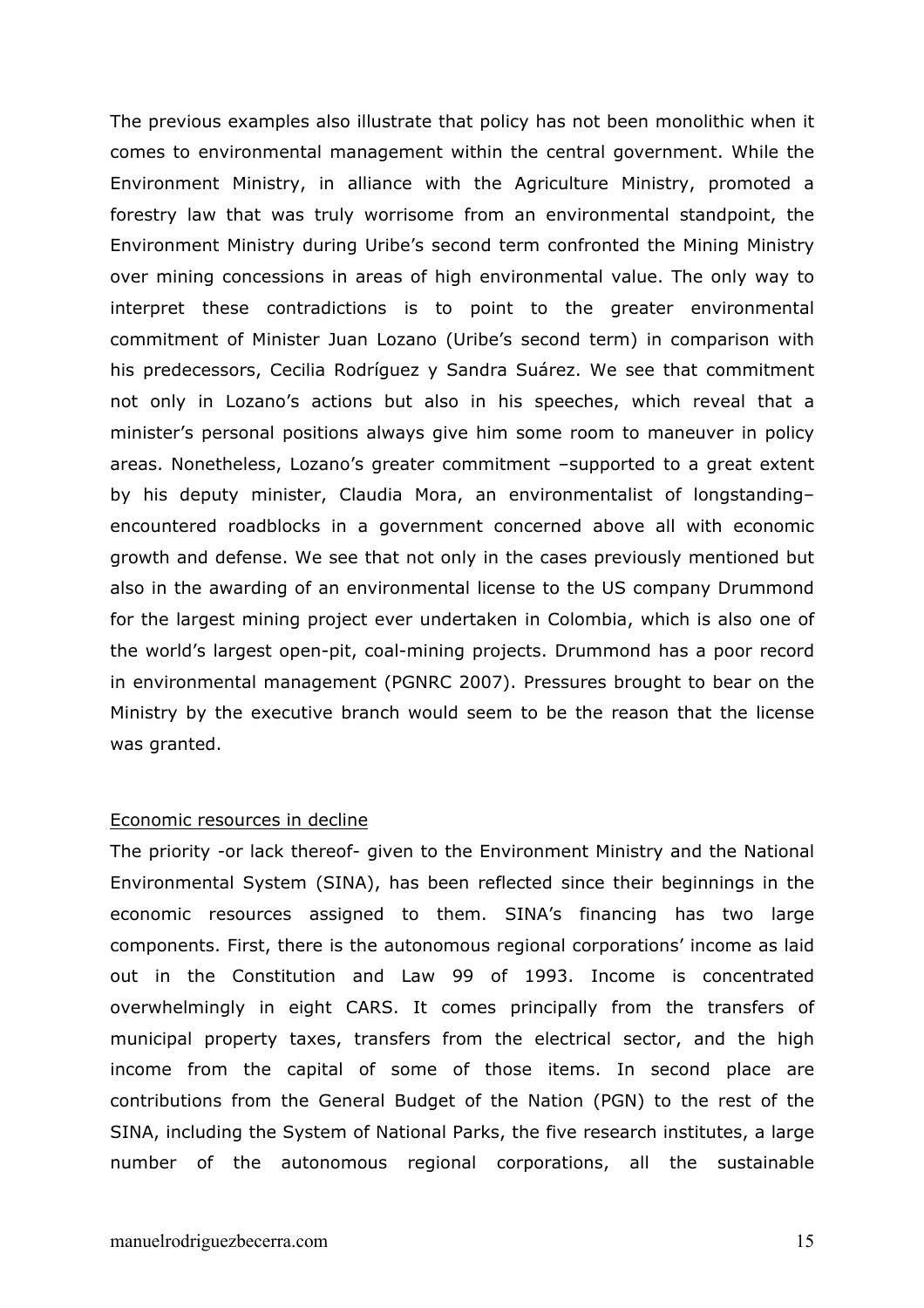The previous examples also illustrate that policy has not been monolithic when it comes to environmental management within the central government. While the Environment Ministry, in alliance with the Agriculture Ministry, promoted a forestry law that was truly worrisome from an environmental standpoint, the Environment Ministry during Uribe's second term confronted the Mining Ministry over mining concessions in areas of high environmental value. The only way to interpret these contradictions is to point to the greater environmental commitment of Minister Juan Lozano (Uribe's second term) in comparison with his predecessors, Cecilia Rodríguez y Sandra Suárez. We see that commitment not only in Lozano's actions but also in his speeches, which reveal that a minister's personal positions always give him some room to maneuver in policy areas. Nonetheless, Lozano's greater commitment –supported to a great extent by his deputy minister, Claudia Mora, an environmentalist of longstanding– encountered roadblocks in a government concerned above all with economic growth and defense. We see that not only in the cases previously mentioned but also in the awarding of an environmental license to the US company Drummond for the largest mining project ever undertaken in Colombia, which is also one of the world's largest open-pit, coal-mining projects. Drummond has a poor record in environmental management (PGNRC 2007). Pressures brought to bear on the Ministry by the executive branch would seem to be the reason that the license was granted.

<u>Economic resources in decline</u>

The priority -or lack thereof- given to the Environment Ministry and the National Environmental System (SINA), has been reflected since their beginnings in the economic resources assigned to them. SINA's financing has two large components. First, there is the autonomous regional corporations' income as laid out in the Constitution and Law 99 of 1993. Income is concentrated overwhelmingly in eight CARS. It comes principally from the transfers of municipal property taxes, transfers from the electrical sector, and the high income from the capital of some of those items. In second place are contributions from the General Budget of the Nation (PGN) to the rest of the SINA, including the System of National Parks, the five research institutes, a large number of the autonomous regional corporations, all the sustainable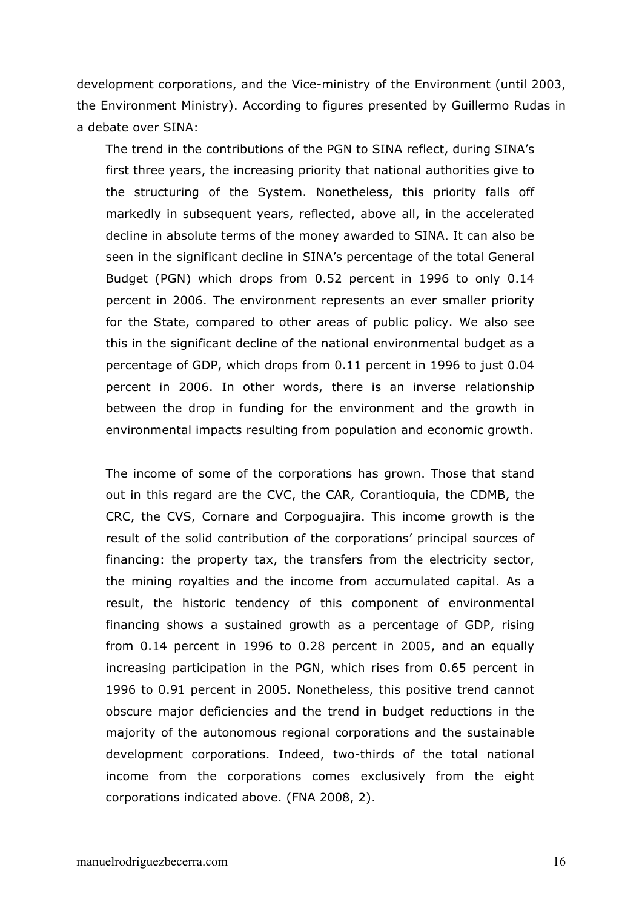development corporations, and the Vice-ministry of the Environment (until 2003, the Environment Ministry). According to figures presented by Guillermo Rudas in a debate over SINA:

> The trend in the contributions of the PGN to SINA reflect, during SINA's first three years, the increasing priority that national authorities give to the structuring of the System. Nonetheless, this priority falls off markedly in subsequent years, reflected, above all, in the accelerated decline in absolute terms of the money awarded to SINA. It can also be seen in the significant decline in SINA's percentage of the total General Budget (PGN) which drops from 0.52 percent in 1996 to only 0.14 percent in 2006. The environment represents an ever smaller priority for the State, compared to other areas of public policy. We also see this in the significant decline of the national environmental budget as a percentage of GDP, which drops from 0.11 percent in 1996 to just 0.04 percent in 2006. In other words, there is an inverse relationship between the drop in funding for the environment and the growth in environmental impacts resulting from population and economic growth.
>
> The income of some of the corporations has grown. Those that stand out in this regard are the CVC, the CAR, Corantioquia, the CDMB, the CRC, the CVS, Cornare and Corpoguajira. This income growth is the result of the solid contribution of the corporations' principal sources of financing: the property tax, the transfers from the electricity sector, the mining royalties and the income from accumulated capital. As a result, the historic tendency of this component of environmental financing shows a sustained growth as a percentage of GDP, rising from 0.14 percent in 1996 to 0.28 percent in 2005, and an equally increasing participation in the PGN, which rises from 0.65 percent in 1996 to 0.91 percent in 2005. Nonetheless, this positive trend cannot obscure major deficiencies and the trend in budget reductions in the majority of the autonomous regional corporations and the sustainable development corporations. Indeed, two-thirds of the total national income from the corporations comes exclusively from the eight corporations indicated above. (FNA 2008, 2).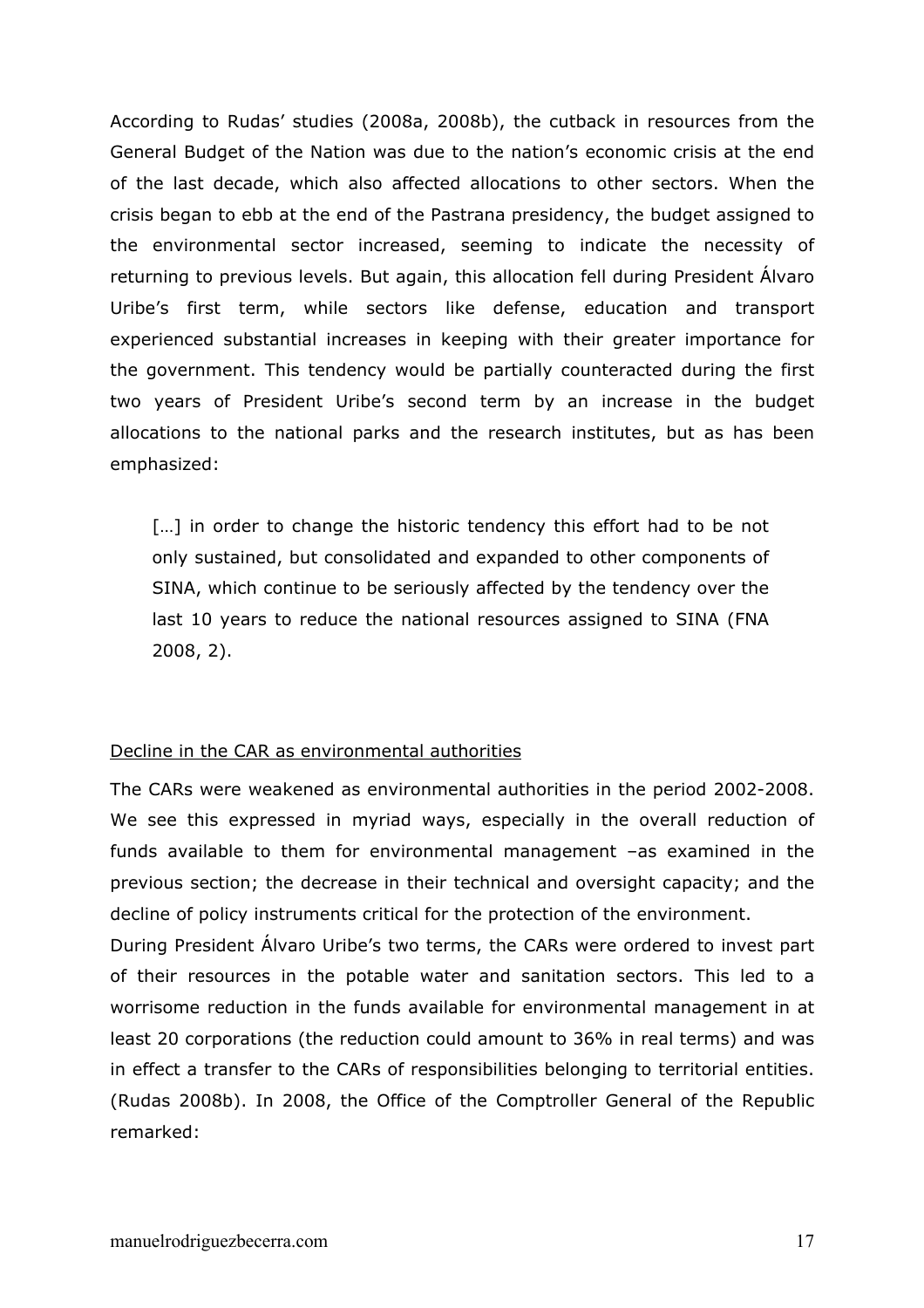According to Rudas' studies (2008a, 2008b), the cutback in resources from the General Budget of the Nation was due to the nation's economic crisis at the end of the last decade, which also affected allocations to other sectors. When the crisis began to ebb at the end of the Pastrana presidency, the budget assigned to the environmental sector increased, seeming to indicate the necessity of returning to previous levels. But again, this allocation fell during President Álvaro Uribe's first term, while sectors like defense, education and transport experienced substantial increases in keeping with their greater importance for the government. This tendency would be partially counteracted during the first two years of President Uribe's second term by an increase in the budget allocations to the national parks and the research institutes, but as has been emphasized:

> […] in order to change the historic tendency this effort had to be not only sustained, but consolidated and expanded to other components of SINA, which continue to be seriously affected by the tendency over the last 10 years to reduce the national resources assigned to SINA (FNA 2008, 2).

<u>Decline in the CAR as environmental authorities</u>

The CARs were weakened as environmental authorities in the period 2002-2008. We see this expressed in myriad ways, especially in the overall reduction of funds available to them for environmental management –as examined in the previous section; the decrease in their technical and oversight capacity; and the decline of policy instruments critical for the protection of the environment.

During President Álvaro Uribe's two terms, the CARs were ordered to invest part of their resources in the potable water and sanitation sectors. This led to a worrisome reduction in the funds available for environmental management in at least 20 corporations (the reduction could amount to 36% in real terms) and was in effect a transfer to the CARs of responsibilities belonging to territorial entities. (Rudas 2008b). In 2008, the Office of the Comptroller General of the Republic remarked: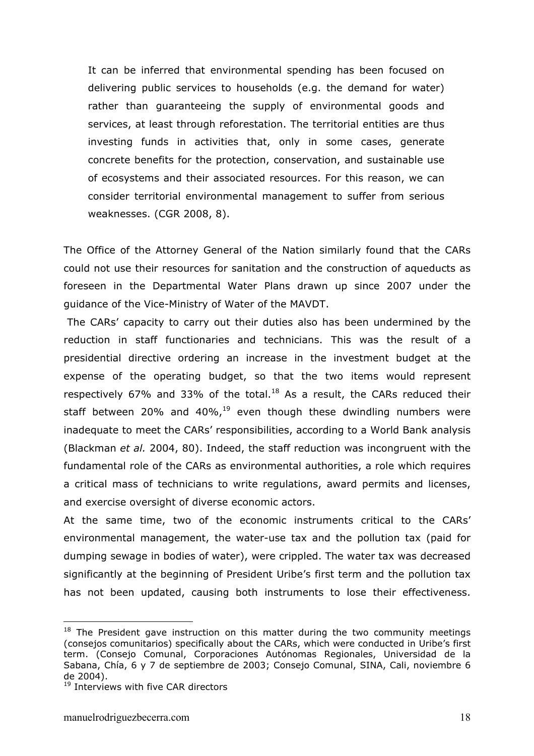> It can be inferred that environmental spending has been focused on delivering public services to households (e.g. the demand for water) rather than guaranteeing the supply of environmental goods and services, at least through reforestation. The territorial entities are thus investing funds in activities that, only in some cases, generate concrete benefits for the protection, conservation, and sustainable use of ecosystems and their associated resources. For this reason, we can consider territorial environmental management to suffer from serious weaknesses. (CGR 2008, 8).

The Office of the Attorney General of the Nation similarly found that the CARs could not use their resources for sanitation and the construction of aqueducts as foreseen in the Departmental Water Plans drawn up since 2007 under the guidance of the Vice-Ministry of Water of the MAVDT.

The CARs' capacity to carry out their duties also has been undermined by the reduction in staff functionaries and technicians. This was the result of a presidential directive ordering an increase in the investment budget at the expense of the operating budget, so that the two items would represent respectively 67% and 33% of the total.[18] As a result, the CARs reduced their staff between 20% and 40%,[19] even though these dwindling numbers were inadequate to meet the CARs' responsibilities, according to a World Bank analysis (Blackman *et al.* 2004, 80). Indeed, the staff reduction was incongruent with the fundamental role of the CARs as environmental authorities, a role which requires a critical mass of technicians to write regulations, award permits and licenses, and exercise oversight of diverse economic actors.

At the same time, two of the economic instruments critical to the CARs' environmental management, the water-use tax and the pollution tax (paid for dumping sewage in bodies of water), were crippled. The water tax was decreased significantly at the beginning of President Uribe's first term and the pollution tax has not been updated, causing both instruments to lose their effectiveness.

---

[18] The President gave instruction on this matter during the two community meetings (consejos comunitarios) specifically about the CARs, which were conducted in Uribe's first term. (Consejo Comunal, Corporaciones Autónomas Regionales, Universidad de la Sabana, Chía, 6 y 7 de septiembre de 2003; Consejo Comunal, SINA, Cali, noviembre 6 de 2004).

[19] Interviews with five CAR directors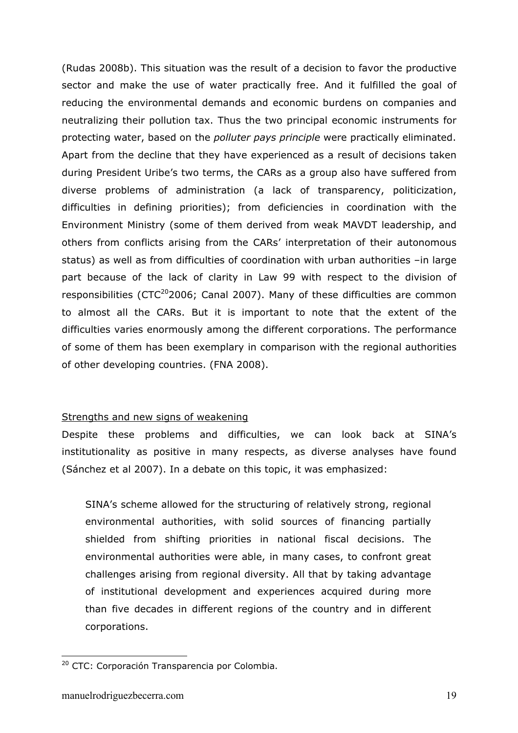(Rudas 2008b). This situation was the result of a decision to favor the productive sector and make the use of water practically free. And it fulfilled the goal of reducing the environmental demands and economic burdens on companies and neutralizing their pollution tax. Thus the two principal economic instruments for protecting water, based on the *polluter pays principle* were practically eliminated. Apart from the decline that they have experienced as a result of decisions taken during President Uribe's two terms, the CARs as a group also have suffered from diverse problems of administration (a lack of transparency, politicization, difficulties in defining priorities); from deficiencies in coordination with the Environment Ministry (some of them derived from weak MAVDT leadership, and others from conflicts arising from the CARs' interpretation of their autonomous status) as well as from difficulties of coordination with urban authorities –in large part because of the lack of clarity in Law 99 with respect to the division of responsibilities (CTC[20]2006; Canal 2007). Many of these difficulties are common to almost all the CARs. But it is important to note that the extent of the difficulties varies enormously among the different corporations. The performance of some of them has been exemplary in comparison with the regional authorities of other developing countries. (FNA 2008).

<u>Strengths and new signs of weakening</u>

Despite these problems and difficulties, we can look back at SINA's institutionality as positive in many respects, as diverse analyses have found (Sánchez et al 2007). In a debate on this topic, it was emphasized:

> SINA's scheme allowed for the structuring of relatively strong, regional environmental authorities, with solid sources of financing partially shielded from shifting priorities in national fiscal decisions. The environmental authorities were able, in many cases, to confront great challenges arising from regional diversity. All that by taking advantage of institutional development and experiences acquired during more than five decades in different regions of the country and in different corporations.

[20] CTC: Corporación Transparencia por Colombia.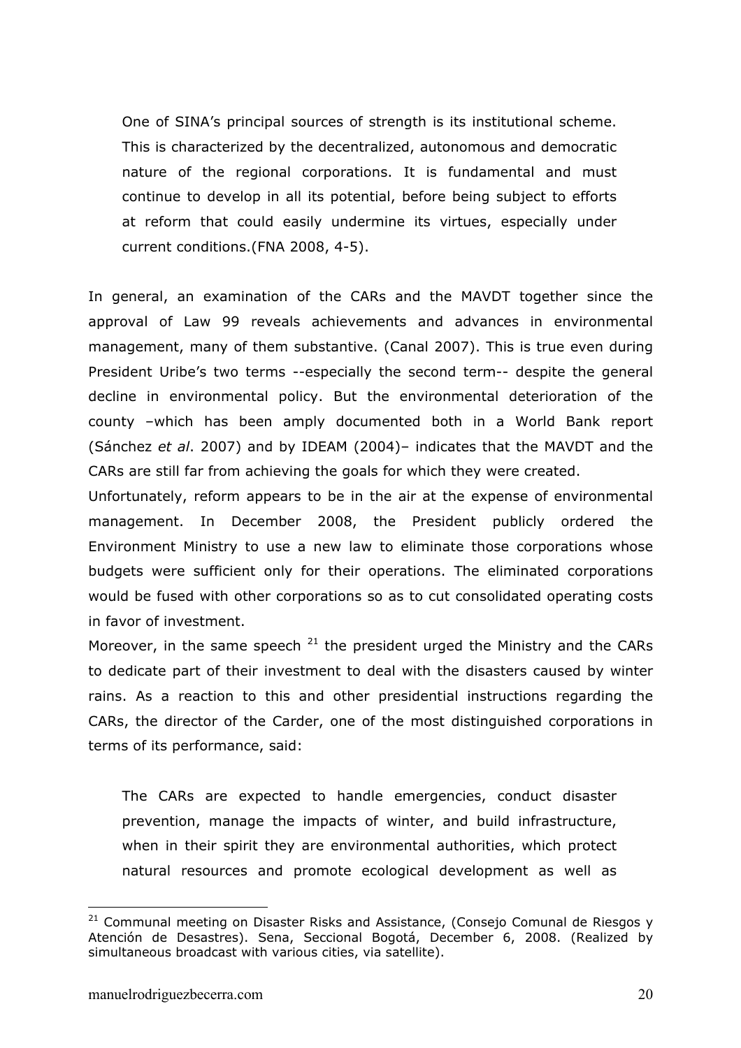> One of SINA's principal sources of strength is its institutional scheme. This is characterized by the decentralized, autonomous and democratic nature of the regional corporations. It is fundamental and must continue to develop in all its potential, before being subject to efforts at reform that could easily undermine its virtues, especially under current conditions.(FNA 2008, 4-5).

In general, an examination of the CARs and the MAVDT together since the approval of Law 99 reveals achievements and advances in environmental management, many of them substantive. (Canal 2007). This is true even during President Uribe's two terms --especially the second term-- despite the general decline in environmental policy. But the environmental deterioration of the county –which has been amply documented both in a World Bank report (Sánchez *et al*. 2007) and by IDEAM (2004)– indicates that the MAVDT and the CARs are still far from achieving the goals for which they were created.

Unfortunately, reform appears to be in the air at the expense of environmental management. In December 2008, the President publicly ordered the Environment Ministry to use a new law to eliminate those corporations whose budgets were sufficient only for their operations. The eliminated corporations would be fused with other corporations so as to cut consolidated operating costs in favor of investment.

Moreover, in the same speech [21] the president urged the Ministry and the CARs to dedicate part of their investment to deal with the disasters caused by winter rains. As a reaction to this and other presidential instructions regarding the CARs, the director of the Carder, one of the most distinguished corporations in terms of its performance, said:

> The CARs are expected to handle emergencies, conduct disaster prevention, manage the impacts of winter, and build infrastructure, when in their spirit they are environmental authorities, which protect natural resources and promote ecological development as well as

---

[21] Communal meeting on Disaster Risks and Assistance, (Consejo Comunal de Riesgos y Atención de Desastres). Sena, Seccional Bogotá, December 6, 2008. (Realized by simultaneous broadcast with various cities, via satellite).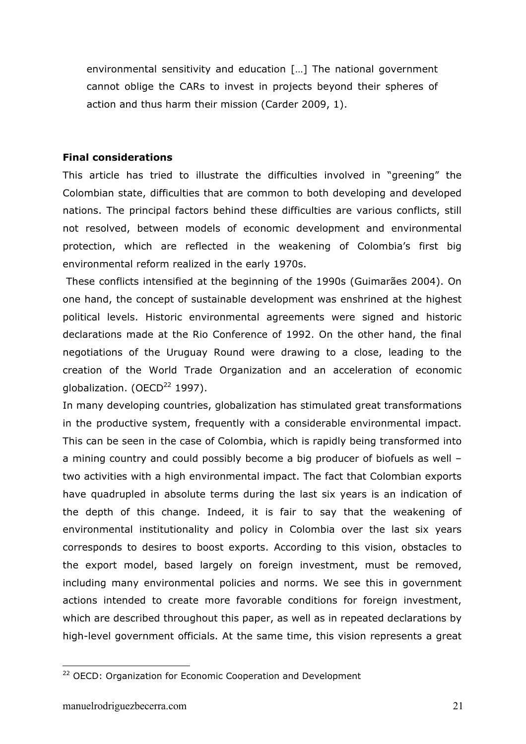> environmental sensitivity and education […] The national government cannot oblige the CARs to invest in projects beyond their spheres of action and thus harm their mission (Carder 2009, 1).

**Final considerations**

This article has tried to illustrate the difficulties involved in "greening" the Colombian state, difficulties that are common to both developing and developed nations. The principal factors behind these difficulties are various conflicts, still not resolved, between models of economic development and environmental protection, which are reflected in the weakening of Colombia's first big environmental reform realized in the early 1970s.

These conflicts intensified at the beginning of the 1990s (Guimarães 2004). On one hand, the concept of sustainable development was enshrined at the highest political levels. Historic environmental agreements were signed and historic declarations made at the Rio Conference of 1992. On the other hand, the final negotiations of the Uruguay Round were drawing to a close, leading to the creation of the World Trade Organization and an acceleration of economic globalization. (OECD[22] 1997).

In many developing countries, globalization has stimulated great transformations in the productive system, frequently with a considerable environmental impact. This can be seen in the case of Colombia, which is rapidly being transformed into a mining country and could possibly become a big producer of biofuels as well – two activities with a high environmental impact. The fact that Colombian exports have quadrupled in absolute terms during the last six years is an indication of the depth of this change. Indeed, it is fair to say that the weakening of environmental institutionality and policy in Colombia over the last six years corresponds to desires to boost exports. According to this vision, obstacles to the export model, based largely on foreign investment, must be removed, including many environmental policies and norms. We see this in government actions intended to create more favorable conditions for foreign investment, which are described throughout this paper, as well as in repeated declarations by high-level government officials. At the same time, this vision represents a great

[22] OECD: Organization for Economic Cooperation and Development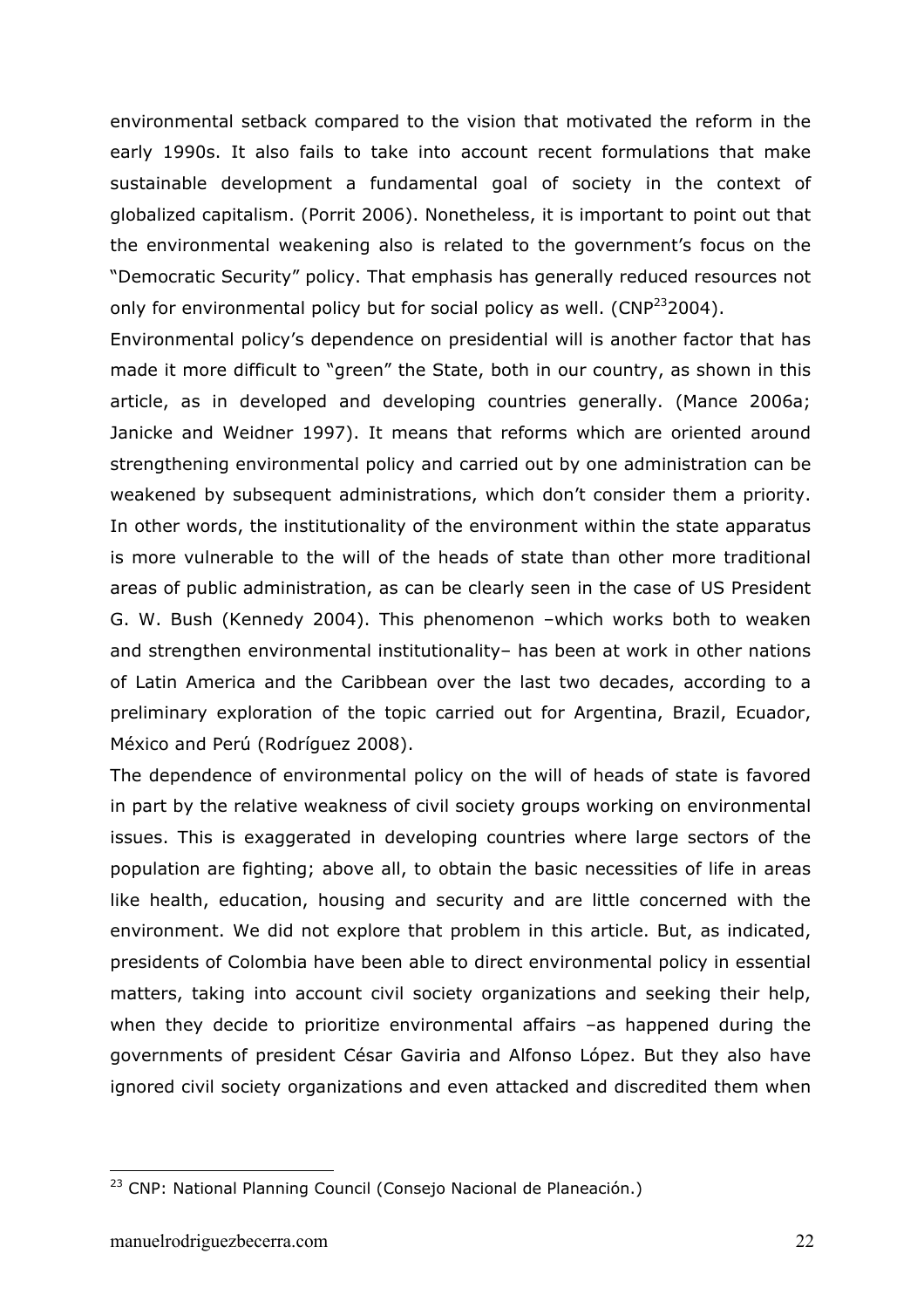environmental setback compared to the vision that motivated the reform in the early 1990s. It also fails to take into account recent formulations that make sustainable development a fundamental goal of society in the context of globalized capitalism. (Porrit 2006). Nonetheless, it is important to point out that the environmental weakening also is related to the government's focus on the "Democratic Security" policy. That emphasis has generally reduced resources not only for environmental policy but for social policy as well. (CNP[23]2004).

Environmental policy's dependence on presidential will is another factor that has made it more difficult to "green" the State, both in our country, as shown in this article, as in developed and developing countries generally. (Mance 2006a; Janicke and Weidner 1997). It means that reforms which are oriented around strengthening environmental policy and carried out by one administration can be weakened by subsequent administrations, which don't consider them a priority. In other words, the institutionality of the environment within the state apparatus is more vulnerable to the will of the heads of state than other more traditional areas of public administration, as can be clearly seen in the case of US President G. W. Bush (Kennedy 2004). This phenomenon –which works both to weaken and strengthen environmental institutionality– has been at work in other nations of Latin America and the Caribbean over the last two decades, according to a preliminary exploration of the topic carried out for Argentina, Brazil, Ecuador, México and Perú (Rodríguez 2008).

The dependence of environmental policy on the will of heads of state is favored in part by the relative weakness of civil society groups working on environmental issues. This is exaggerated in developing countries where large sectors of the population are fighting; above all, to obtain the basic necessities of life in areas like health, education, housing and security and are little concerned with the environment. We did not explore that problem in this article. But, as indicated, presidents of Colombia have been able to direct environmental policy in essential matters, taking into account civil society organizations and seeking their help, when they decide to prioritize environmental affairs –as happened during the governments of president César Gaviria and Alfonso López. But they also have ignored civil society organizations and even attacked and discredited them when

[23] CNP: National Planning Council (Consejo Nacional de Planeación.)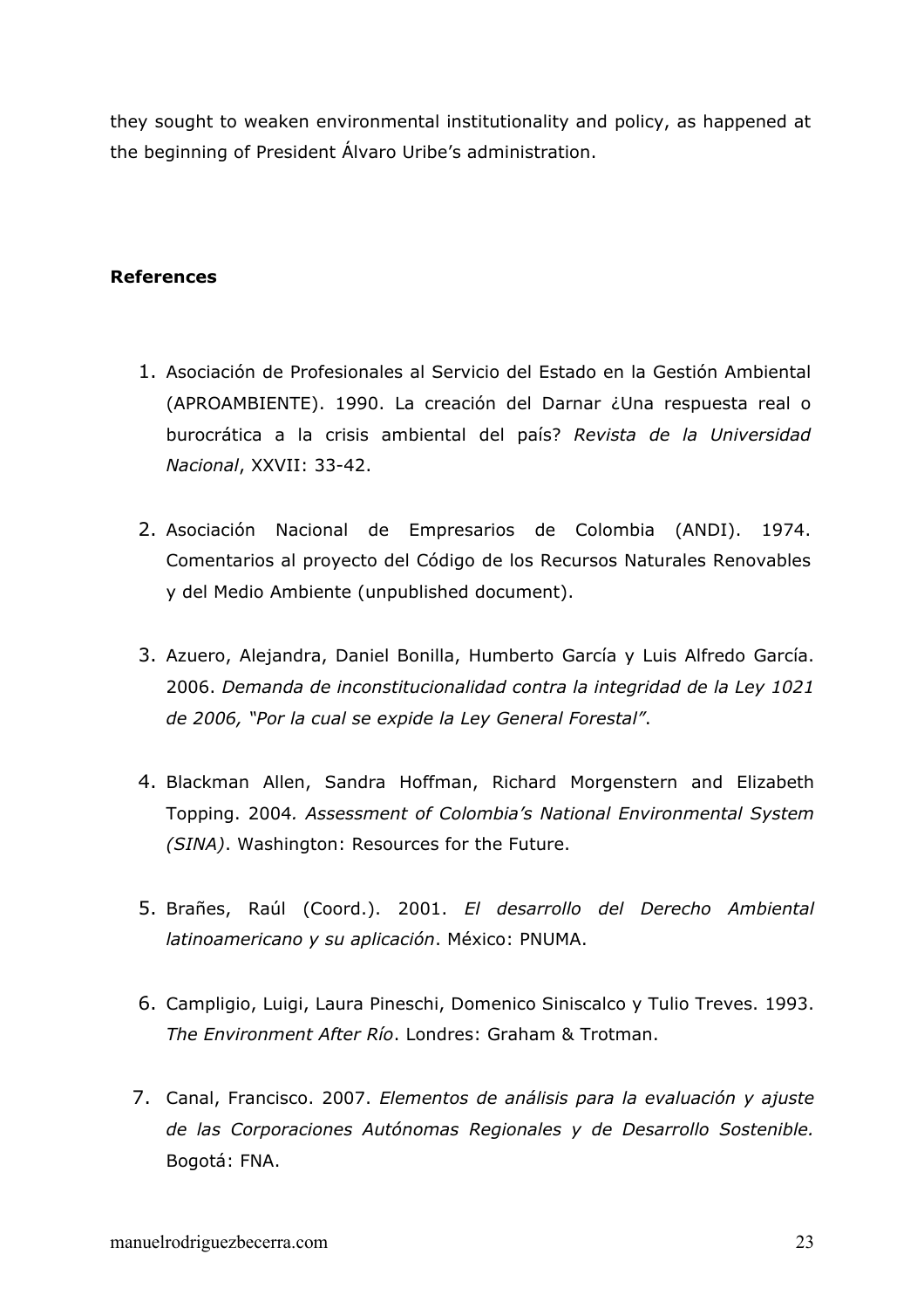they sought to weaken environmental institutionality and policy, as happened at the beginning of President Álvaro Uribe's administration.

**References**

1. Asociación de Profesionales al Servicio del Estado en la Gestión Ambiental (APROAMBIENTE). 1990. La creación del Darnar ¿Una respuesta real o burocrática a la crisis ambiental del país? *Revista de la Universidad Nacional*, XXVII: 33-42.

2. Asociación Nacional de Empresarios de Colombia (ANDI). 1974. Comentarios al proyecto del Código de los Recursos Naturales Renovables y del Medio Ambiente (unpublished document).

3. Azuero, Alejandra, Daniel Bonilla, Humberto García y Luis Alfredo García. 2006. *Demanda de inconstitucionalidad contra la integridad de la Ley 1021 de 2006, "Por la cual se expide la Ley General Forestal"*.

4. Blackman Allen, Sandra Hoffman, Richard Morgenstern and Elizabeth Topping. 2004*. Assessment of Colombia's National Environmental System (SINA)*. Washington: Resources for the Future.

5. Brañes, Raúl (Coord.). 2001. *El desarrollo del Derecho Ambiental latinoamericano y su aplicación*. México: PNUMA.

6. Campligio, Luigi, Laura Pineschi, Domenico Siniscalco y Tulio Treves. 1993. *The Environment After Río*. Londres: Graham & Trotman.

7. Canal, Francisco. 2007. *Elementos de análisis para la evaluación y ajuste de las Corporaciones Autónomas Regionales y de Desarrollo Sostenible.* Bogotá: FNA.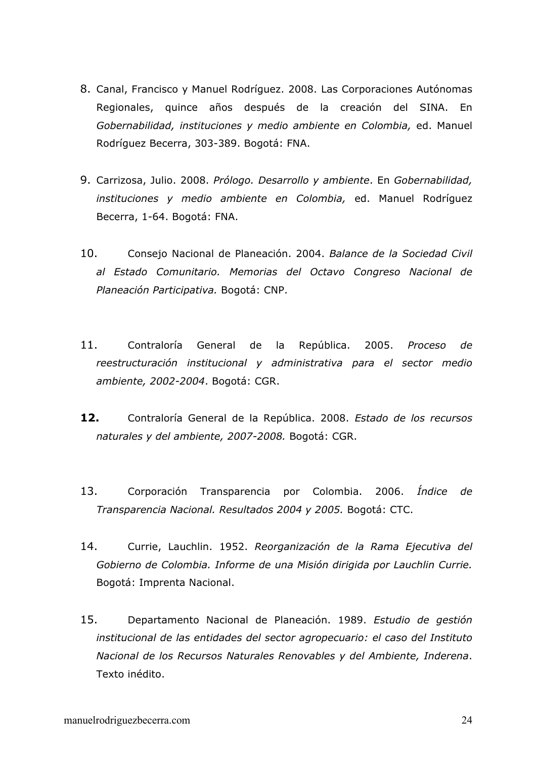8. Canal, Francisco y Manuel Rodríguez. 2008. Las Corporaciones Autónomas Regionales, quince años después de la creación del SINA. En *Gobernabilidad, instituciones y medio ambiente en Colombia,* ed. Manuel Rodríguez Becerra, 303-389. Bogotá: FNA.

9. Carrizosa, Julio. 2008. *Prólogo. Desarrollo y ambiente*. En *Gobernabilidad, instituciones y medio ambiente en Colombia,* ed. Manuel Rodríguez Becerra, 1-64. Bogotá: FNA.

10. Consejo Nacional de Planeación. 2004. *Balance de la Sociedad Civil al Estado Comunitario. Memorias del Octavo Congreso Nacional de Planeación Participativa.* Bogotá: CNP.

11. Contraloría General de la República. 2005. *Proceso de reestructuración institucional y administrativa para el sector medio ambiente, 2002-2004*. Bogotá: CGR.

12. Contraloría General de la República. 2008. *Estado de los recursos naturales y del ambiente, 2007-2008.* Bogotá: CGR.

13. Corporación Transparencia por Colombia. 2006. *Índice de Transparencia Nacional. Resultados 2004 y 2005.* Bogotá: CTC.

14. Currie, Lauchlin. 1952. *Reorganización de la Rama Ejecutiva del Gobierno de Colombia. Informe de una Misión dirigida por Lauchlin Currie.* Bogotá: Imprenta Nacional.

15. Departamento Nacional de Planeación. 1989. *Estudio de gestión institucional de las entidades del sector agropecuario: el caso del Instituto Nacional de los Recursos Naturales Renovables y del Ambiente, Inderena*. Texto inédito.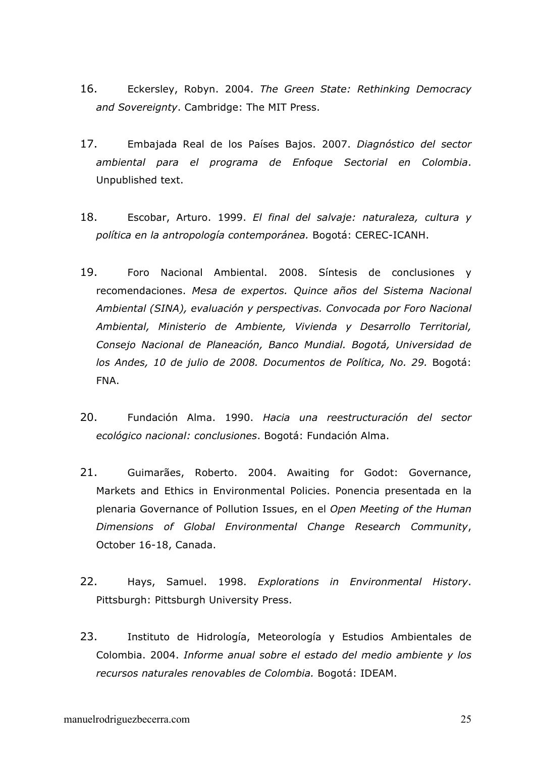16. Eckersley, Robyn. 2004. *The Green State: Rethinking Democracy and Sovereignty*. Cambridge: The MIT Press.

17. Embajada Real de los Países Bajos. 2007. *Diagnóstico del sector ambiental para el programa de Enfoque Sectorial en Colombia*. Unpublished text.

18. Escobar, Arturo. 1999. *El final del salvaje: naturaleza, cultura y política en la antropología contemporánea.* Bogotá: CEREC-ICANH.

19. Foro Nacional Ambiental. 2008. Síntesis de conclusiones y recomendaciones. *Mesa de expertos. Quince años del Sistema Nacional Ambiental (SINA), evaluación y perspectivas. Convocada por Foro Nacional Ambiental, Ministerio de Ambiente, Vivienda y Desarrollo Territorial, Consejo Nacional de Planeación, Banco Mundial. Bogotá, Universidad de los Andes, 10 de julio de 2008. Documentos de Política, No. 29.* Bogotá: FNA.

20. Fundación Alma. 1990. *Hacia una reestructuración del sector ecológico nacional: conclusiones*. Bogotá: Fundación Alma.

21. Guimarães, Roberto. 2004. Awaiting for Godot: Governance, Markets and Ethics in Environmental Policies. Ponencia presentada en la plenaria Governance of Pollution Issues, en el *Open Meeting of the Human Dimensions of Global Environmental Change Research Community*, October 16-18, Canada.

22. Hays, Samuel. 1998. *Explorations in Environmental History*. Pittsburgh: Pittsburgh University Press.

23. Instituto de Hidrología, Meteorología y Estudios Ambientales de Colombia. 2004. *Informe anual sobre el estado del medio ambiente y los recursos naturales renovables de Colombia.* Bogotá: IDEAM.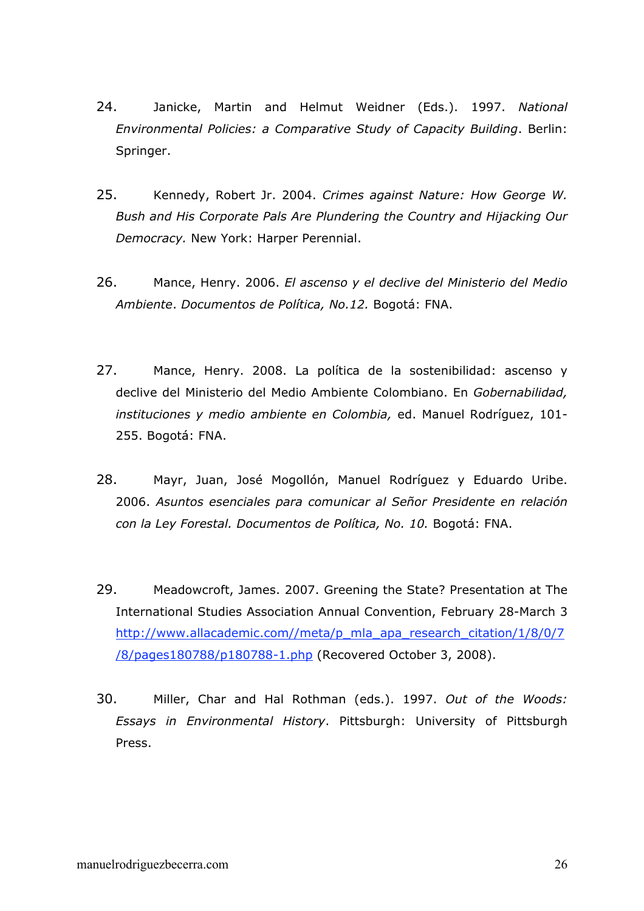24. Janicke, Martin and Helmut Weidner (Eds.). 1997. *National Environmental Policies: a Comparative Study of Capacity Building*. Berlin: Springer.

25. Kennedy, Robert Jr. 2004. *Crimes against Nature: How George W. Bush and His Corporate Pals Are Plundering the Country and Hijacking Our Democracy.* New York: Harper Perennial.

26. Mance, Henry. 2006. *El ascenso y el declive del Ministerio del Medio Ambiente*. *Documentos de Política, No.12.* Bogotá: FNA.

27. Mance, Henry. 2008. La política de la sostenibilidad: ascenso y declive del Ministerio del Medio Ambiente Colombiano. En *Gobernabilidad, instituciones y medio ambiente en Colombia,* ed. Manuel Rodríguez, 101-255. Bogotá: FNA.

28. Mayr, Juan, José Mogollón, Manuel Rodríguez y Eduardo Uribe. 2006. *Asuntos esenciales para comunicar al Señor Presidente en relación con la Ley Forestal. Documentos de Política, No. 10.* Bogotá: FNA.

29. Meadowcroft, James. 2007. Greening the State? Presentation at The International Studies Association Annual Convention, February 28-March 3 http://www.allacademic.com//meta/p_mla_apa_research_citation/1/8/0/7/8/pages180788/p180788-1.php (Recovered October 3, 2008).

30. Miller, Char and Hal Rothman (eds.). 1997. *Out of the Woods: Essays in Environmental History*. Pittsburgh: University of Pittsburgh Press.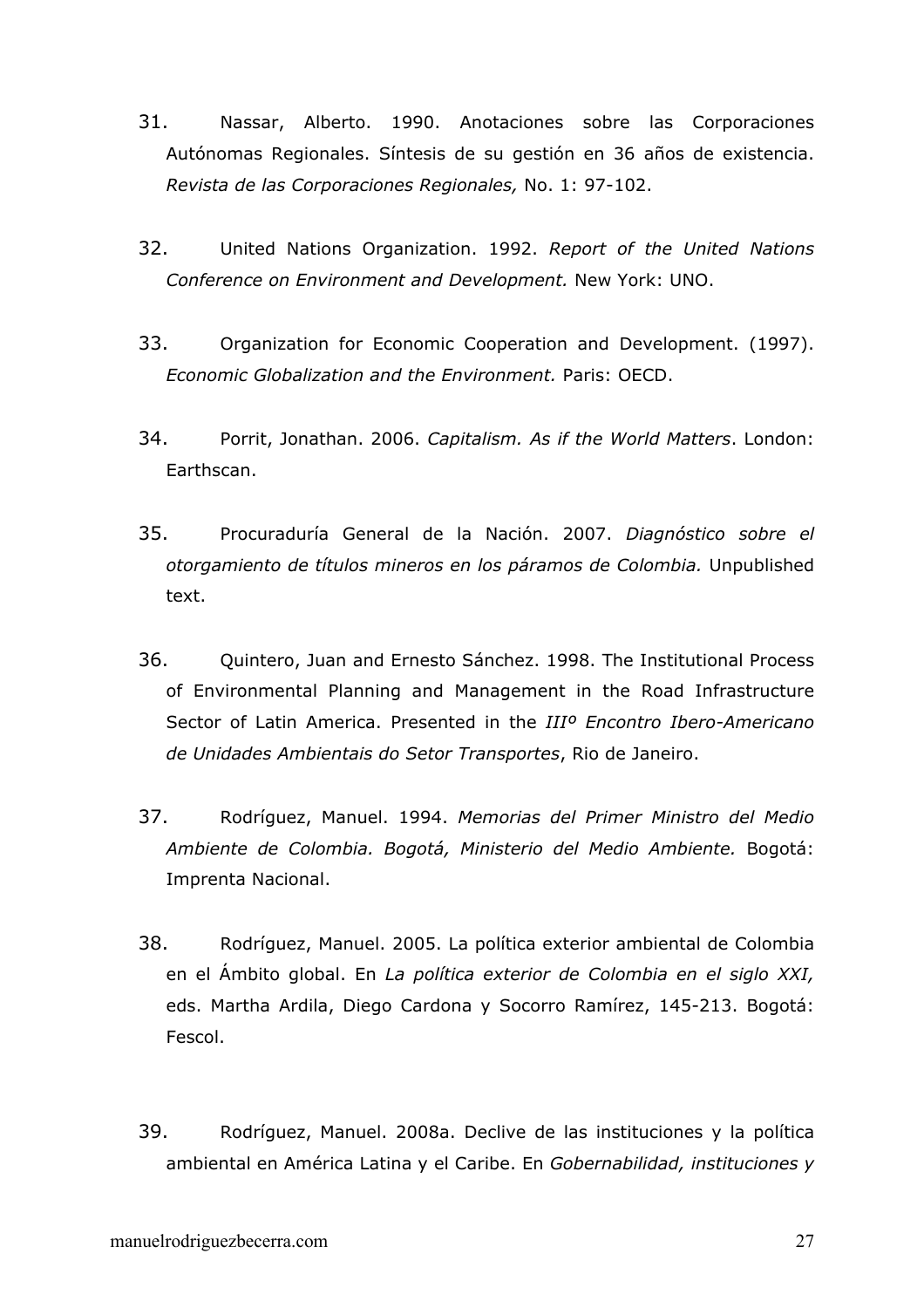31. Nassar, Alberto. 1990. Anotaciones sobre las Corporaciones Autónomas Regionales. Síntesis de su gestión en 36 años de existencia. *Revista de las Corporaciones Regionales,* No. 1: 97-102.

32. United Nations Organization. 1992. *Report of the United Nations Conference on Environment and Development.* New York: UNO.

33. Organization for Economic Cooperation and Development. (1997). *Economic Globalization and the Environment.* Paris: OECD.

34. Porrit, Jonathan. 2006. *Capitalism. As if the World Matters*. London: Earthscan.

35. Procuraduría General de la Nación. 2007. *Diagnóstico sobre el otorgamiento de títulos mineros en los páramos de Colombia.* Unpublished text.

36. Quintero, Juan and Ernesto Sánchez. 1998. The Institutional Process of Environmental Planning and Management in the Road Infrastructure Sector of Latin America. Presented in the *IIIº Encontro Ibero-Americano de Unidades Ambientais do Setor Transportes*, Rio de Janeiro.

37. Rodríguez, Manuel. 1994. *Memorias del Primer Ministro del Medio Ambiente de Colombia. Bogotá, Ministerio del Medio Ambiente.* Bogotá: Imprenta Nacional.

38. Rodríguez, Manuel. 2005. La política exterior ambiental de Colombia en el Ámbito global. En *La política exterior de Colombia en el siglo XXI,* eds. Martha Ardila, Diego Cardona y Socorro Ramírez, 145-213. Bogotá: Fescol.

39. Rodríguez, Manuel. 2008a. Declive de las instituciones y la política ambiental en América Latina y el Caribe. En *Gobernabilidad, instituciones y*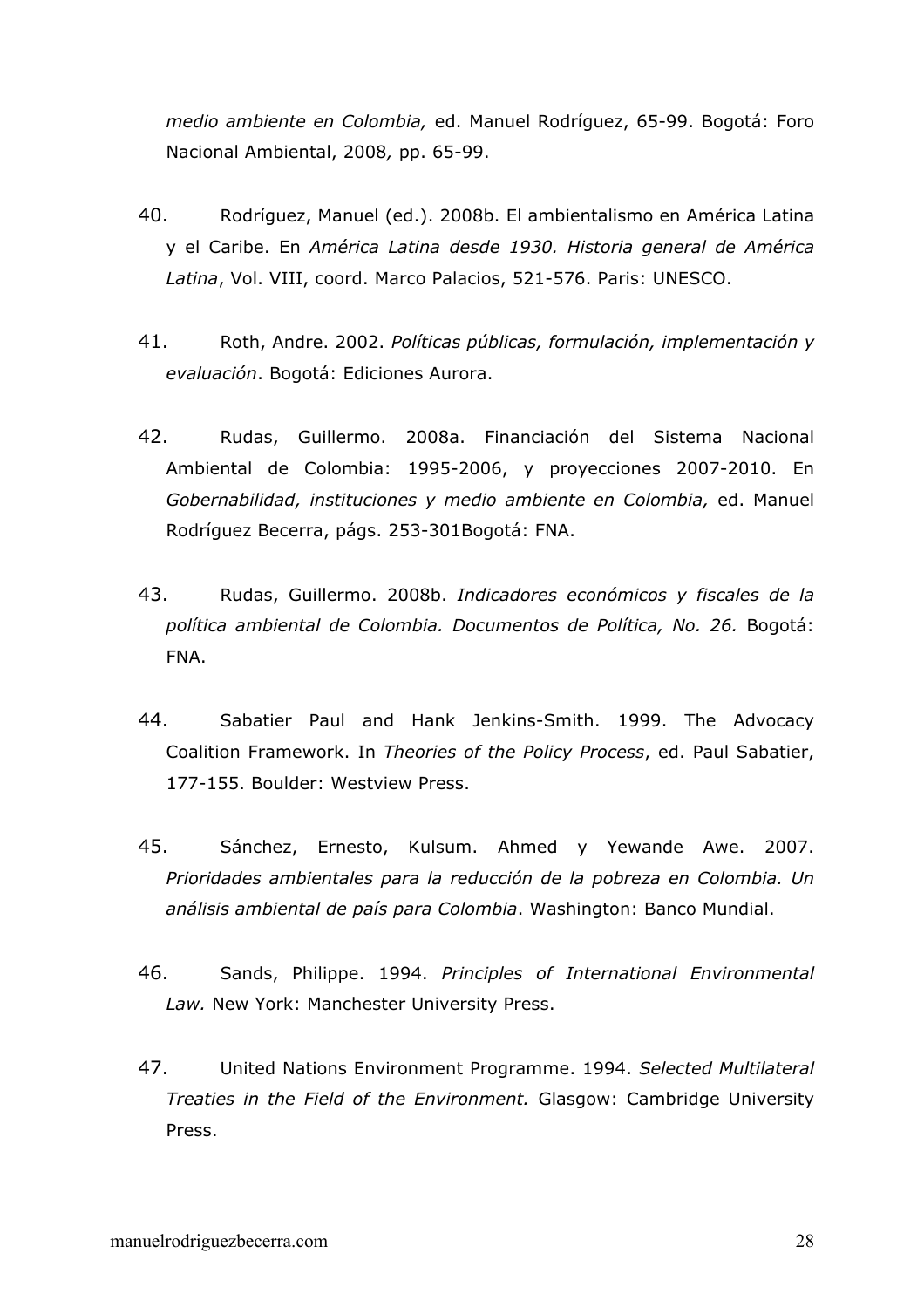*medio ambiente en Colombia,* ed. Manuel Rodríguez, 65-99. Bogotá: Foro Nacional Ambiental, 2008*,* pp. 65-99.

40. Rodríguez, Manuel (ed.). 2008b. El ambientalismo en América Latina y el Caribe. En *América Latina desde 1930. Historia general de América Latina*, Vol. VIII, coord. Marco Palacios, 521-576. Paris: UNESCO.

41. Roth, Andre. 2002. *Políticas públicas, formulación, implementación y evaluación*. Bogotá: Ediciones Aurora.

42. Rudas, Guillermo. 2008a. Financiación del Sistema Nacional Ambiental de Colombia: 1995-2006, y proyecciones 2007-2010. En *Gobernabilidad, instituciones y medio ambiente en Colombia,* ed. Manuel Rodríguez Becerra, págs. 253-301Bogotá: FNA.

43. Rudas, Guillermo. 2008b. *Indicadores económicos y fiscales de la política ambiental de Colombia. Documentos de Política, No. 26.* Bogotá: FNA.

44. Sabatier Paul and Hank Jenkins-Smith. 1999. The Advocacy Coalition Framework. In *Theories of the Policy Process*, ed. Paul Sabatier, 177-155. Boulder: Westview Press.

45. Sánchez, Ernesto, Kulsum. Ahmed y Yewande Awe. 2007. *Prioridades ambientales para la reducción de la pobreza en Colombia. Un análisis ambiental de país para Colombia*. Washington: Banco Mundial.

46. Sands, Philippe. 1994. *Principles of International Environmental Law.* New York: Manchester University Press.

47. United Nations Environment Programme. 1994. *Selected Multilateral Treaties in the Field of the Environment.* Glasgow: Cambridge University Press.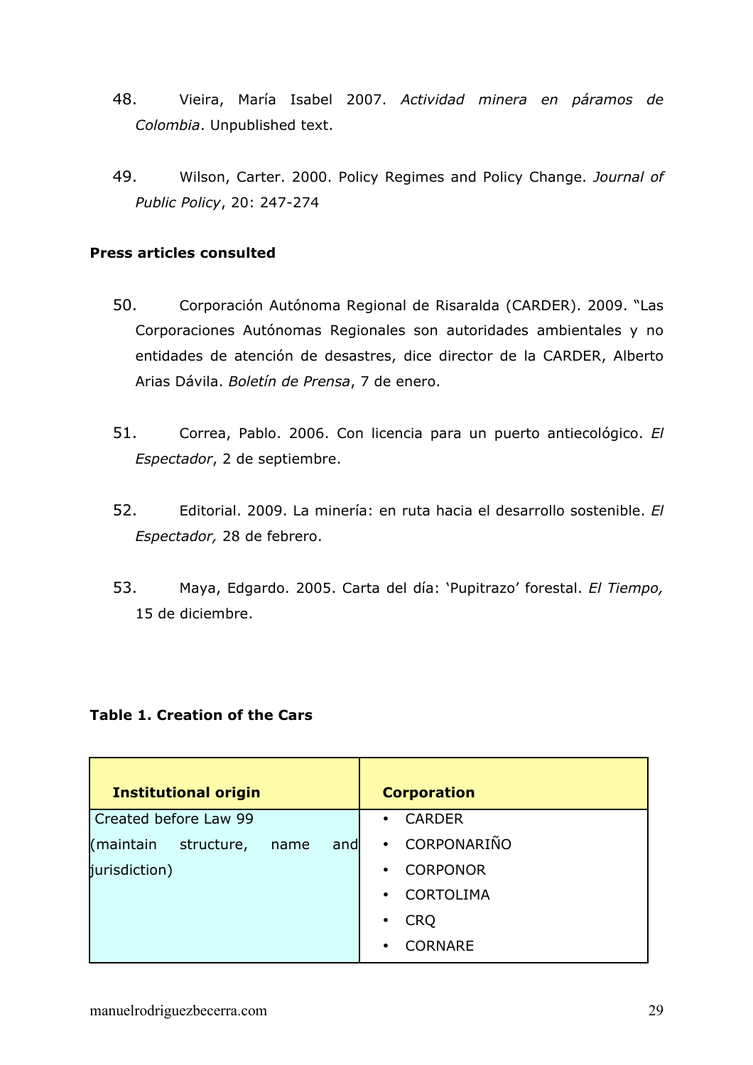48. Vieira, María Isabel 2007. *Actividad minera en páramos de Colombia*. Unpublished text.

49. Wilson, Carter. 2000. Policy Regimes and Policy Change. *Journal of Public Policy*, 20: 247-274

**Press articles consulted**

50. Corporación Autónoma Regional de Risaralda (CARDER). 2009. "Las Corporaciones Autónomas Regionales son autoridades ambientales y no entidades de atención de desastres, dice director de la CARDER, Alberto Arias Dávila. *Boletín de Prensa*, 7 de enero.

51. Correa, Pablo. 2006. Con licencia para un puerto antiecológico. *El Espectador*, 2 de septiembre.

52. Editorial. 2009. La minería: en ruta hacia el desarrollo sostenible. *El Espectador,* 28 de febrero.

53. Maya, Edgardo. 2005. Carta del día: 'Pupitrazo' forestal. *El Tiempo,* 15 de diciembre.

**Table 1. Creation of the Cars**

| **Institutional origin** | **Corporation** |
|---|---|
| Created before Law 99 (maintain structure, name and jurisdiction) | • CARDER<br>• CORPONARIÑO<br>• CORPONOR<br>• CORTOLIMA<br>• CRQ<br>• CORNARE |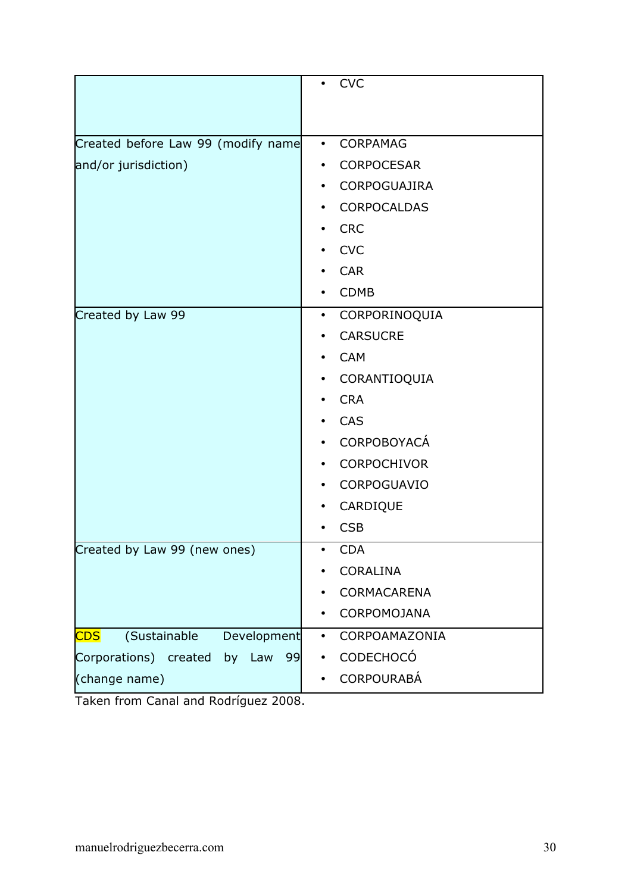| | |
|---|---|
| | • CVC |
| Created before Law 99 (modify name and/or jurisdiction) | • CORPAMAG<br>• CORPOCESAR<br>• CORPOGUAJIRA<br>• CORPOCALDAS<br>• CRC<br>• CVC<br>• CAR<br>• CDMB |
| Created by Law 99 | • CORPORINOQUIA<br>• CARSUCRE<br>• CAM<br>• CORANTIOQUIA<br>• CRA<br>• CAS<br>• CORPOBOYACÁ<br>• CORPOCHIVOR<br>• CORPOGUAVIO<br>• CARDIQUE<br>• CSB |
| Created by Law 99 (new ones) | • CDA<br>• CORALINA<br>• CORMACARENA<br>• CORPOMOJANA |
| CDS (Sustainable Development Corporations) created by Law 99 (change name) | • CORPOAMAZONIA<br>• CODECHOCÓ<br>• CORPOURABÁ |

Taken from Canal and Rodríguez 2008.

manuelrodriguezbecerra.com